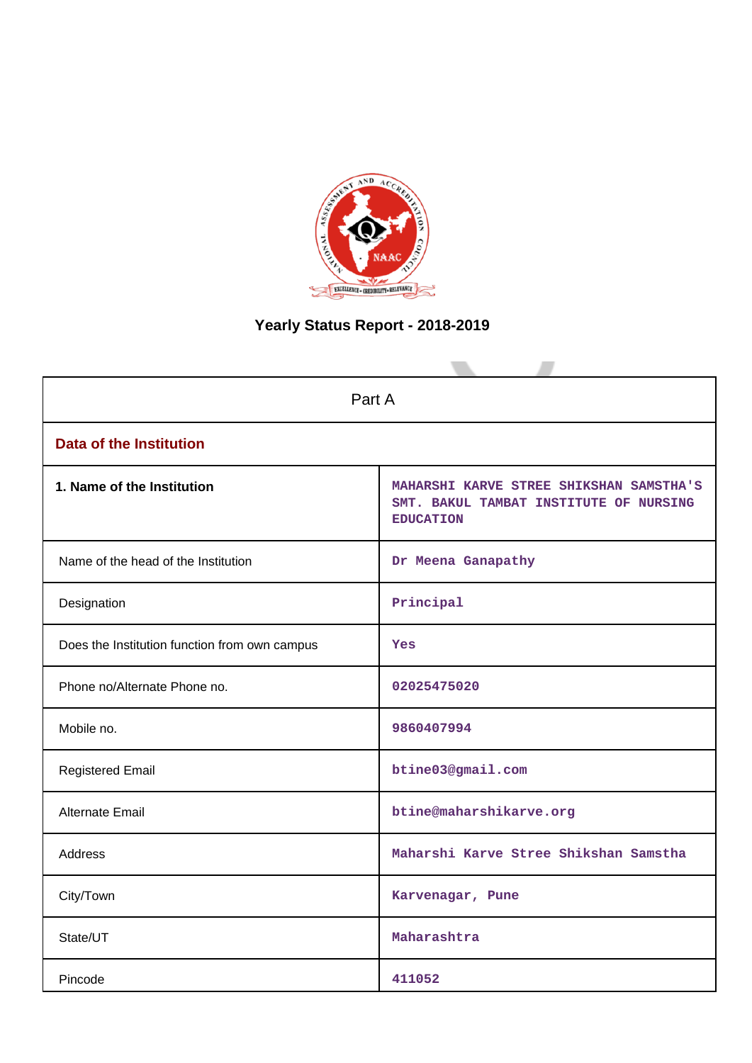# Yearly Status Report - 2018-2019

| Part A | |
|---|---|
| **Data of the Institution** | |
| **1. Name of the Institution** | MAHARSHI KARVE STREE SHIKSHAN SAMSTHA'S SMT. BAKUL TAMBAT INSTITUTE OF NURSING EDUCATION |
| Name of the head of the Institution | Dr Meena Ganapathy |
| Designation | Principal |
| Does the Institution function from own campus | Yes |
| Phone no/Alternate Phone no. | 02025475020 |
| Mobile no. | 9860407994 |
| Registered Email | btine03@gmail.com |
| Alternate Email | btine@maharshikarve.org |
| Address | Maharshi Karve Stree Shikshan Samstha |
| City/Town | Karvenagar, Pune |
| State/UT | Maharashtra |
| Pincode | 411052 |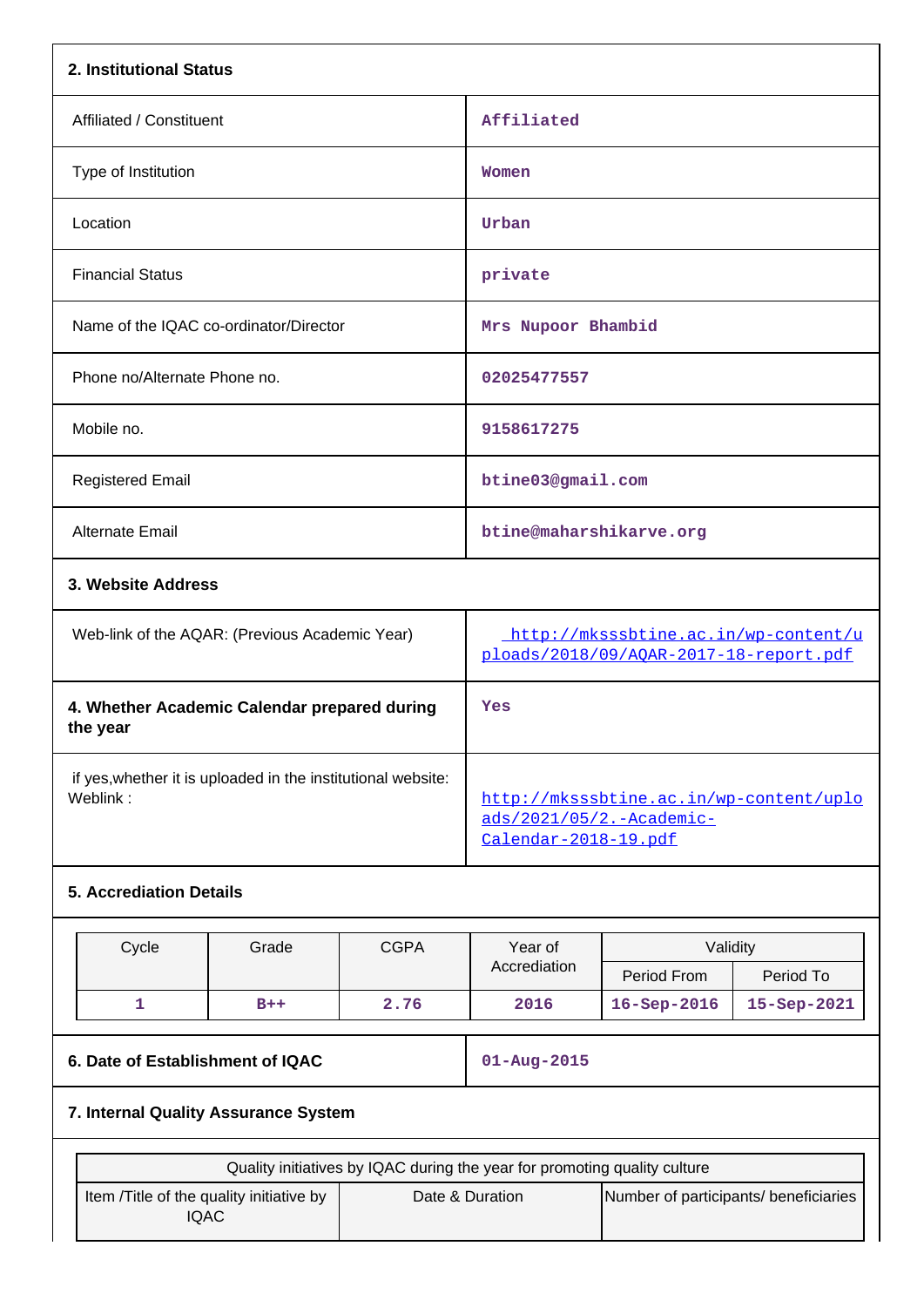## 2. Institutional Status

| | |
|---|---|
| Affiliated / Constituent | Affiliated |
| Type of Institution | Women |
| Location | Urban |
| Financial Status | private |
| Name of the IQAC co-ordinator/Director | Mrs Nupoor Bhambid |
| Phone no/Alternate Phone no. | 02025477557 |
| Mobile no. | 9158617275 |
| Registered Email | btine03@gmail.com |
| Alternate Email | btine@maharshikarve.org |

## 3. Website Address

| | |
|---|---|
| Web-link of the AQAR: (Previous Academic Year) | http://mksssbtine.ac.in/wp-content/uploads/2018/09/AQAR-2017-18-report.pdf |

| | |
|---|---|
| **4. Whether Academic Calendar prepared during the year** | Yes |
| if yes,whether it is uploaded in the institutional website: Weblink : | http://mksssbtine.ac.in/wp-content/uploads/2021/05/2.-Academic-Calendar-2018-19.pdf |

## 5. Accrediation Details

| Cycle | Grade | CGPA | Year of Accrediation | Validity | |
|---|---|---|---|---|---|
| | | | | Period From | Period To |
| 1 | B++ | 2.76 | 2016 | 16-Sep-2016 | 15-Sep-2021 |

| | |
|---|---|
| **6. Date of Establishment of IQAC** | 01-Aug-2015 |

## 7. Internal Quality Assurance System

| Quality initiatives by IQAC during the year for promoting quality culture | | |
|---|---|---|
| Item /Title of the quality initiative by IQAC | Date & Duration | Number of participants/ beneficiaries |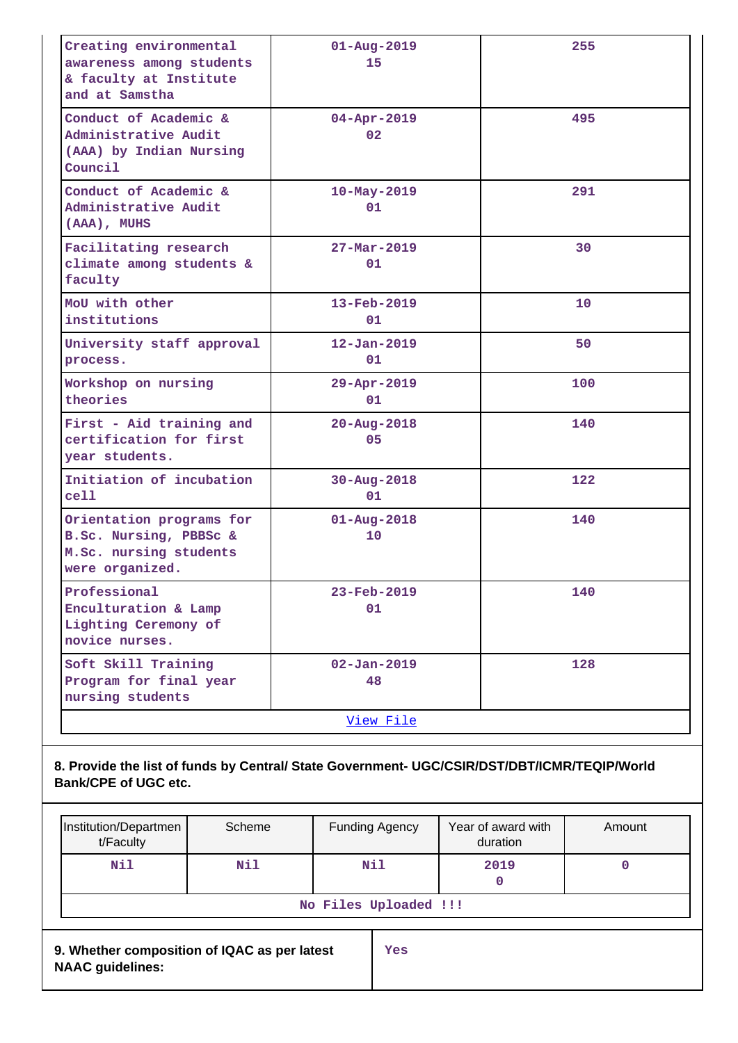| | | |
|---|---|---|
| Creating environmental awareness among students & faculty at Institute and at Samstha | 01-Aug-2019<br>15 | 255 |
| Conduct of Academic & Administrative Audit (AAA) by Indian Nursing Council | 04-Apr-2019<br>02 | 495 |
| Conduct of Academic & Administrative Audit (AAA), MUHS | 10-May-2019<br>01 | 291 |
| Facilitating research climate among students & faculty | 27-Mar-2019<br>01 | 30 |
| MoU with other institutions | 13-Feb-2019<br>01 | 10 |
| University staff approval process. | 12-Jan-2019<br>01 | 50 |
| Workshop on nursing theories | 29-Apr-2019<br>01 | 100 |
| First - Aid training and certification for first year students. | 20-Aug-2018<br>05 | 140 |
| Initiation of incubation cell | 30-Aug-2018<br>01 | 122 |
| Orientation programs for B.Sc. Nursing, PBBSc & M.Sc. nursing students were organized. | 01-Aug-2018<br>10 | 140 |
| Professional Enculturation & Lamp Lighting Ceremony of novice nurses. | 23-Feb-2019<br>01 | 140 |
| Soft Skill Training Program for final year nursing students | 02-Jan-2019<br>48 | 128 |
| View File | | |

**8. Provide the list of funds by Central/ State Government- UGC/CSIR/DST/DBT/ICMR/TEQIP/World Bank/CPE of UGC etc.**

| Institution/Department/Faculty | Scheme | Funding Agency | Year of award with duration | Amount |
|---|---|---|---|---|
| Nil | Nil | Nil | 2019<br>0 | 0 |
| No Files Uploaded !!! | | | | |

| | |
|---|---|
| **9. Whether composition of IQAC as per latest NAAC guidelines:** | Yes |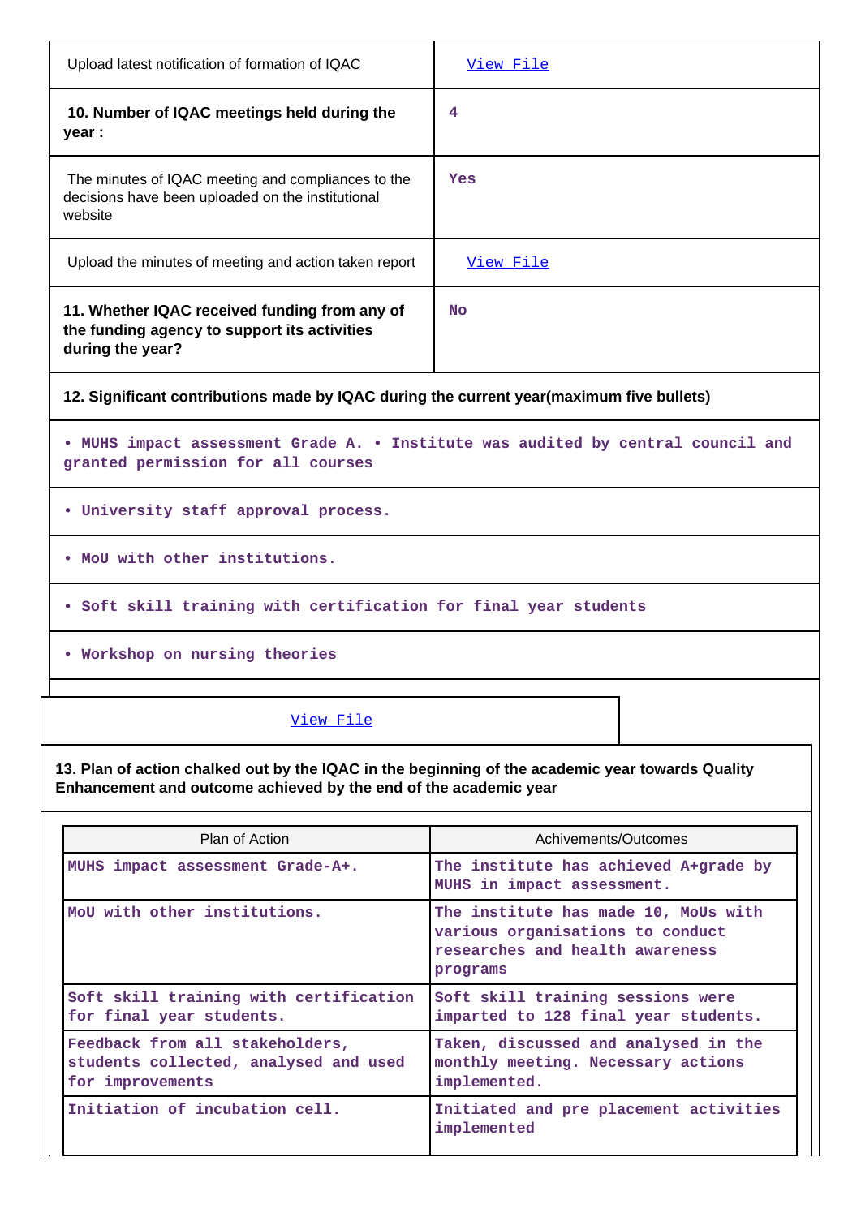| | |
|---|---|
| Upload latest notification of formation of IQAC | View File |
| **10. Number of IQAC meetings held during the year :** | 4 |
| The minutes of IQAC meeting and compliances to the decisions have been uploaded on the institutional website | Yes |
| Upload the minutes of meeting and action taken report | View File |
| **11. Whether IQAC received funding from any of the funding agency to support its activities during the year?** | No |

**12. Significant contributions made by IQAC during the current year(maximum five bullets)**

• MUHS impact assessment Grade A. • Institute was audited by central council and granted permission for all courses

• University staff approval process.

• MoU with other institutions.

• Soft skill training with certification for final year students

• Workshop on nursing theories

View File

**13. Plan of action chalked out by the IQAC in the beginning of the academic year towards Quality Enhancement and outcome achieved by the end of the academic year**

| Plan of Action | Achivements/Outcomes |
|---|---|
| MUHS impact assessment Grade-A+. | The institute has achieved A+grade by MUHS in impact assessment. |
| MoU with other institutions. | The institute has made 10, MoUs with various organisations to conduct researches and health awareness programs |
| Soft skill training with certification for final year students. | Soft skill training sessions were imparted to 128 final year students. |
| Feedback from all stakeholders, students collected, analysed and used for improvements | Taken, discussed and analysed in the monthly meeting. Necessary actions implemented. |
| Initiation of incubation cell. | Initiated and pre placement activities implemented |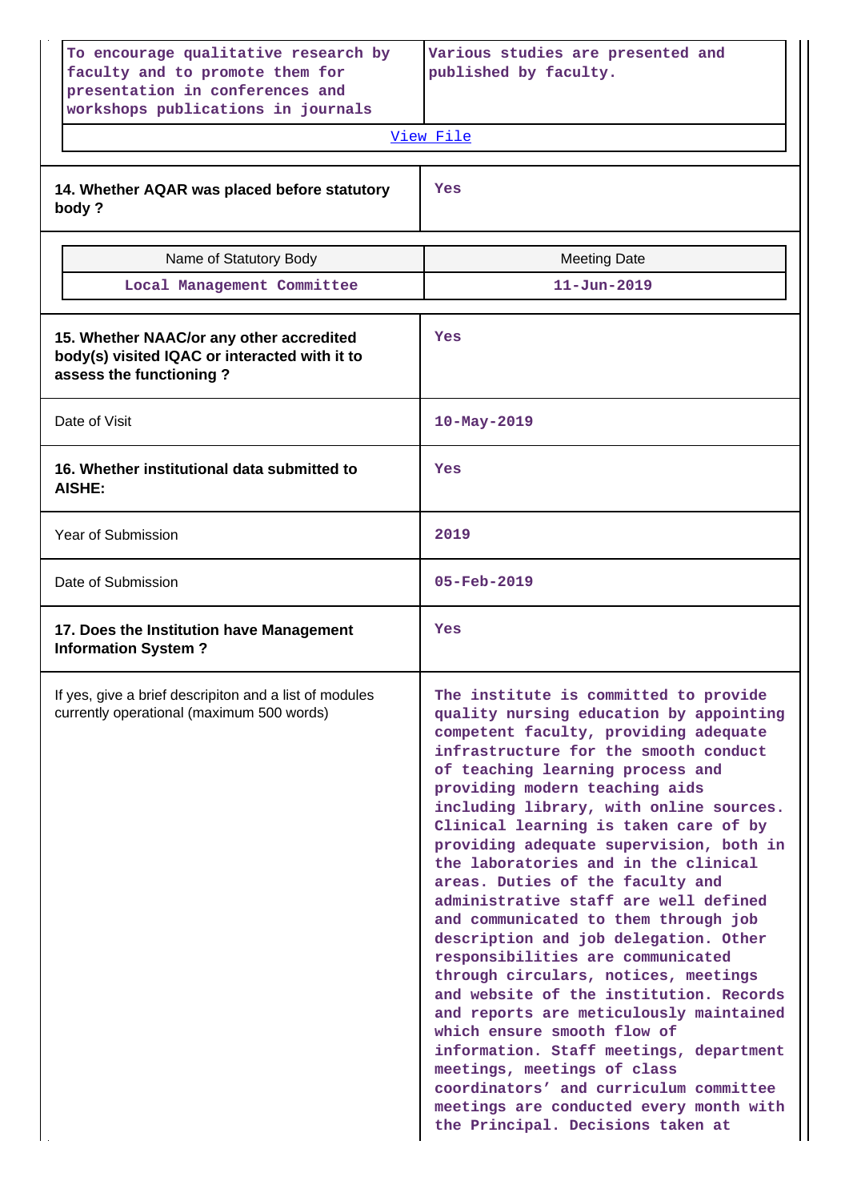| To encourage qualitative research by faculty and to promote them for presentation in conferences and workshops publications in journals | Various studies are presented and published by faculty. |
|---|---|
| View File | |

| 14. Whether AQAR was placed before statutory body ? | Yes |
|---|---|

| Name of Statutory Body | Meeting Date |
|---|---|
| Local Management Committee | 11-Jun-2019 |

| 15. Whether NAAC/or any other accredited body(s) visited IQAC or interacted with it to assess the functioning ? | Yes |
|---|---|
| Date of Visit | 10-May-2019 |
| 16. Whether institutional data submitted to AISHE: | Yes |
| Year of Submission | 2019 |
| Date of Submission | 05-Feb-2019 |
| 17. Does the Institution have Management Information System ? | Yes |
| If yes, give a brief descripiton and a list of modules currently operational (maximum 500 words) | The institute is committed to provide quality nursing education by appointing competent faculty, providing adequate infrastructure for the smooth conduct of teaching learning process and providing modern teaching aids including library, with online sources. Clinical learning is taken care of by providing adequate supervision, both in the laboratories and in the clinical areas. Duties of the faculty and administrative staff are well defined and communicated to them through job description and job delegation. Other responsibilities are communicated through circulars, notices, meetings and website of the institution. Records and reports are meticulously maintained which ensure smooth flow of information. Staff meetings, department meetings, meetings of class coordinators' and curriculum committee meetings are conducted every month with the Principal. Decisions taken at |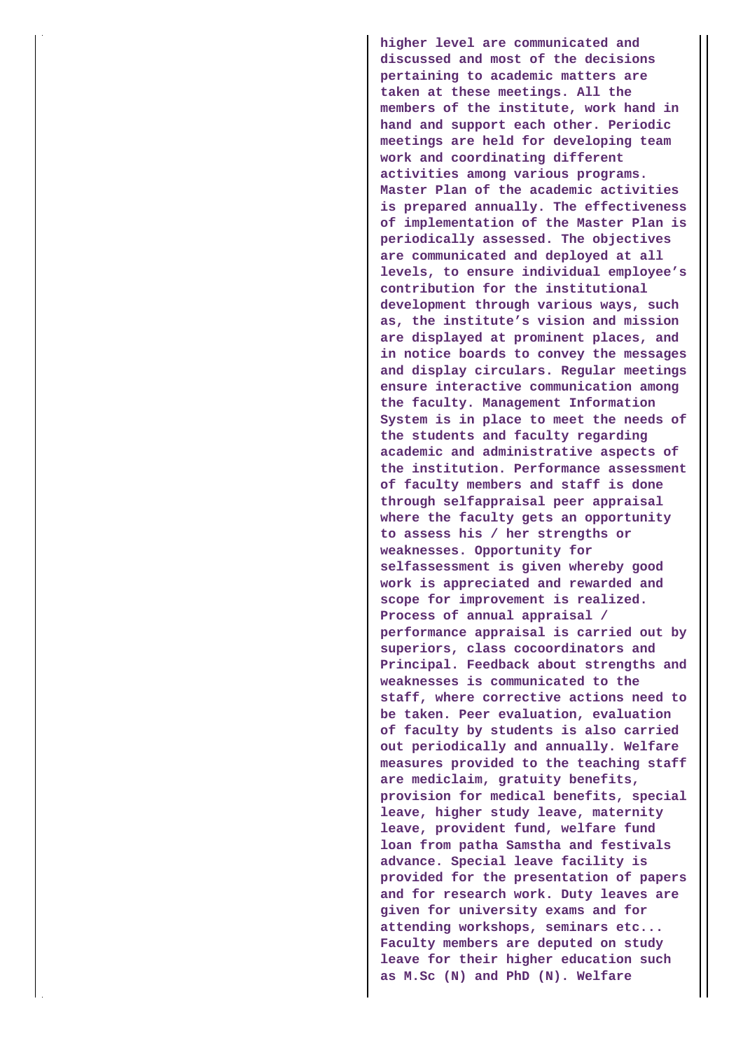**higher level are communicated and discussed and most of the decisions pertaining to academic matters are taken at these meetings. All the members of the institute, work hand in hand and support each other. Periodic meetings are held for developing team work and coordinating different activities among various programs. Master Plan of the academic activities is prepared annually. The effectiveness of implementation of the Master Plan is periodically assessed. The objectives are communicated and deployed at all levels, to ensure individual employee's contribution for the institutional development through various ways, such as, the institute's vision and mission are displayed at prominent places, and in notice boards to convey the messages and display circulars. Regular meetings ensure interactive communication among the faculty. Management Information System is in place to meet the needs of the students and faculty regarding academic and administrative aspects of the institution. Performance assessment of faculty members and staff is done through selfappraisal peer appraisal where the faculty gets an opportunity to assess his / her strengths or weaknesses. Opportunity for selfassessment is given whereby good work is appreciated and rewarded and scope for improvement is realized. Process of annual appraisal / performance appraisal is carried out by superiors, class cocoordinators and Principal. Feedback about strengths and weaknesses is communicated to the staff, where corrective actions need to be taken. Peer evaluation, evaluation of faculty by students is also carried out periodically and annually. Welfare measures provided to the teaching staff are mediclaim, gratuity benefits, provision for medical benefits, special leave, higher study leave, maternity leave, provident fund, welfare fund loan from patha Samstha and festivals advance. Special leave facility is provided for the presentation of papers and for research work. Duty leaves are given for university exams and for attending workshops, seminars etc... Faculty members are deputed on study leave for their higher education such as M.Sc (N) and PhD (N). Welfare**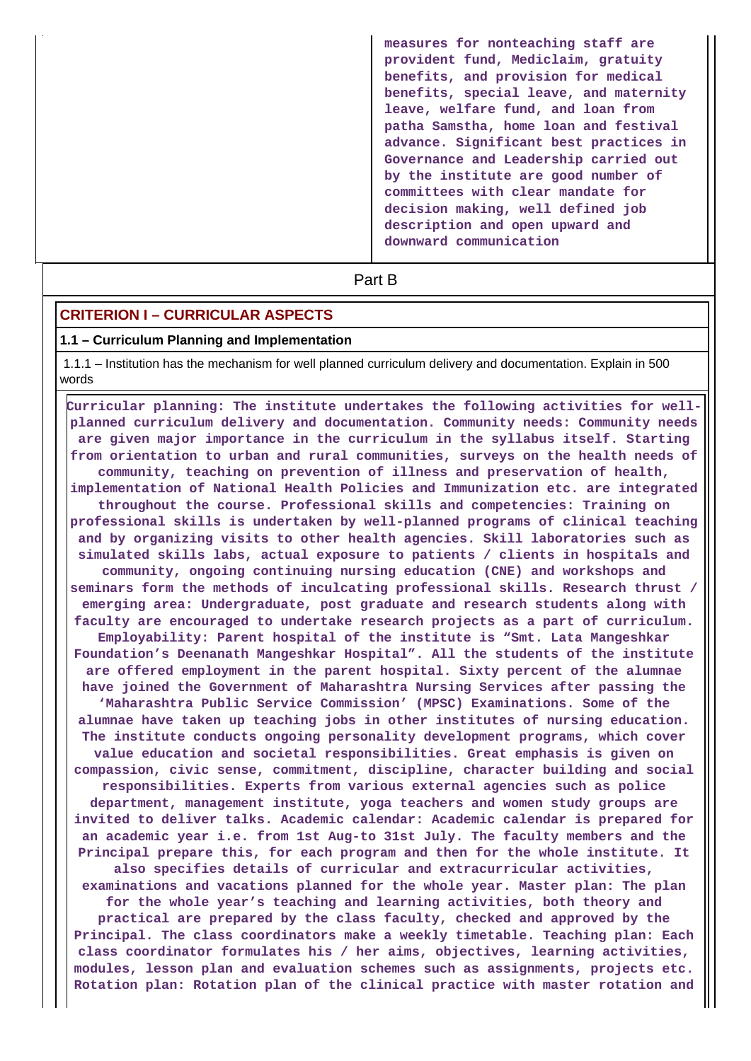| | measures for nonteaching staff are provident fund, Mediclaim, gratuity benefits, and provision for medical benefits, special leave, and maternity leave, welfare fund, and loan from patha Samstha, home loan and festival advance. Significant best practices in Governance and Leadership carried out by the institute are good number of committees with clear mandate for decision making, well defined job description and open upward and downward communication |
|---|---|

## Part B

### CRITERION I – CURRICULAR ASPECTS

#### 1.1 – Curriculum Planning and Implementation

1.1.1 – Institution has the mechanism for well planned curriculum delivery and documentation. Explain in 500 words

Curricular planning: The institute undertakes the following activities for well-planned curriculum delivery and documentation. Community needs: Community needs are given major importance in the curriculum in the syllabus itself. Starting from orientation to urban and rural communities, surveys on the health needs of community, teaching on prevention of illness and preservation of health, implementation of National Health Policies and Immunization etc. are integrated throughout the course. Professional skills and competencies: Training on professional skills is undertaken by well-planned programs of clinical teaching and by organizing visits to other health agencies. Skill laboratories such as simulated skills labs, actual exposure to patients / clients in hospitals and community, ongoing continuing nursing education (CNE) and workshops and seminars form the methods of inculcating professional skills. Research thrust / emerging area: Undergraduate, post graduate and research students along with faculty are encouraged to undertake research projects as a part of curriculum. Employability: Parent hospital of the institute is "Smt. Lata Mangeshkar Foundation's Deenanath Mangeshkar Hospital". All the students of the institute are offered employment in the parent hospital. Sixty percent of the alumnae have joined the Government of Maharashtra Nursing Services after passing the 'Maharashtra Public Service Commission' (MPSC) Examinations. Some of the alumnae have taken up teaching jobs in other institutes of nursing education. The institute conducts ongoing personality development programs, which cover value education and societal responsibilities. Great emphasis is given on compassion, civic sense, commitment, discipline, character building and social responsibilities. Experts from various external agencies such as police department, management institute, yoga teachers and women study groups are invited to deliver talks. Academic calendar: Academic calendar is prepared for an academic year i.e. from 1st Aug-to 31st July. The faculty members and the Principal prepare this, for each program and then for the whole institute. It also specifies details of curricular and extracurricular activities, examinations and vacations planned for the whole year. Master plan: The plan for the whole year's teaching and learning activities, both theory and practical are prepared by the class faculty, checked and approved by the Principal. The class coordinators make a weekly timetable. Teaching plan: Each class coordinator formulates his / her aims, objectives, learning activities, modules, lesson plan and evaluation schemes such as assignments, projects etc. Rotation plan: Rotation plan of the clinical practice with master rotation and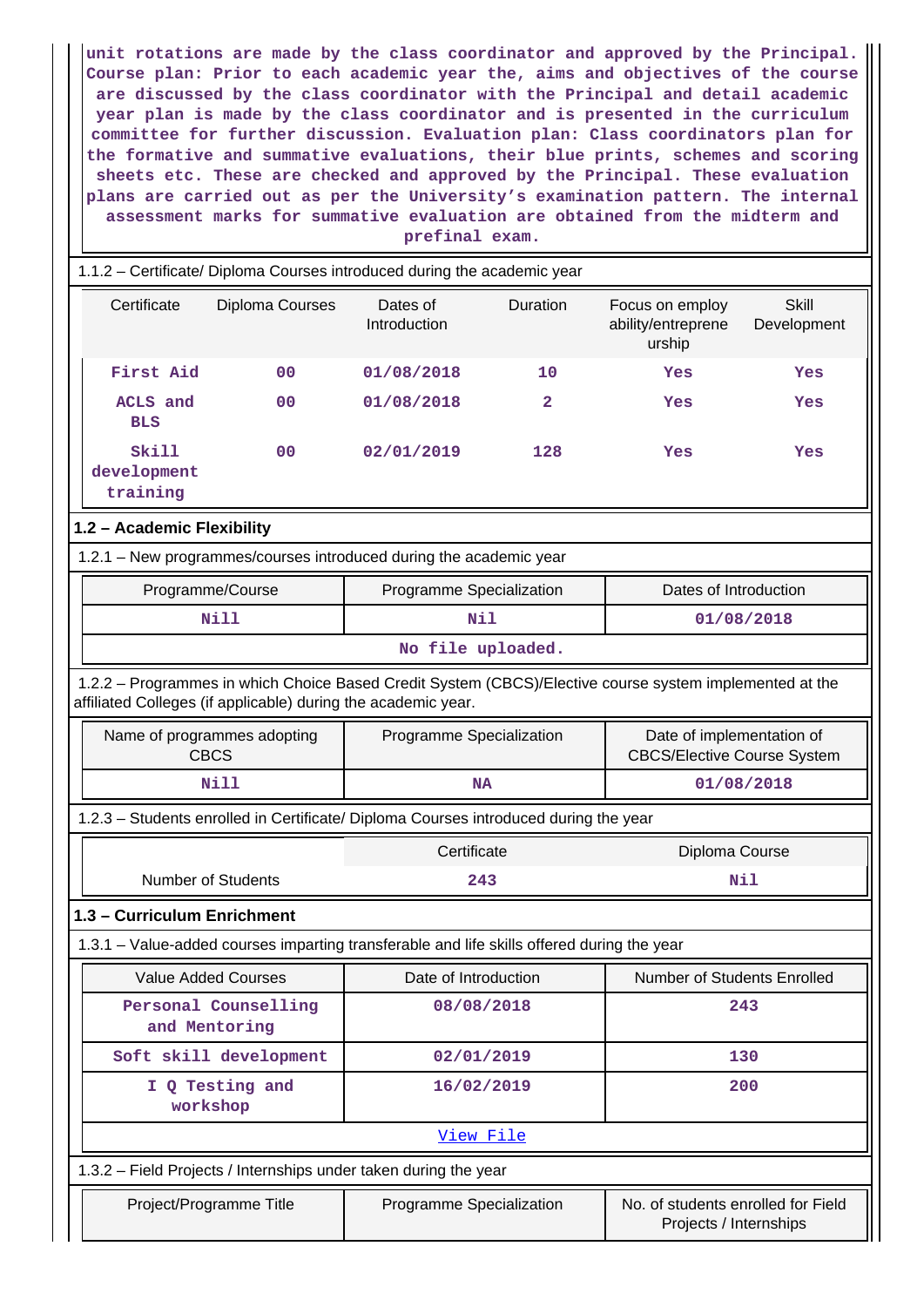unit rotations are made by the class coordinator and approved by the Principal. Course plan: Prior to each academic year the, aims and objectives of the course are discussed by the class coordinator with the Principal and detail academic year plan is made by the class coordinator and is presented in the curriculum committee for further discussion. Evaluation plan: Class coordinators plan for the formative and summative evaluations, their blue prints, schemes and scoring sheets etc. These are checked and approved by the Principal. These evaluation plans are carried out as per the University's examination pattern. The internal assessment marks for summative evaluation are obtained from the midterm and prefinal exam.

1.1.2 – Certificate/ Diploma Courses introduced during the academic year

| Certificate | Diploma Courses | Dates of Introduction | Duration | Focus on employ ability/entreprene urship | Skill Development |
|---|---|---|---|---|---|
| First Aid | 00 | 01/08/2018 | 10 | Yes | Yes |
| ACLS and BLS | 00 | 01/08/2018 | 2 | Yes | Yes |
| Skill development training | 00 | 02/01/2019 | 128 | Yes | Yes |

## 1.2 – Academic Flexibility

1.2.1 – New programmes/courses introduced during the academic year

| Programme/Course | Programme Specialization | Dates of Introduction |
|---|---|---|
| Nill | Nil | 01/08/2018 |
| No file uploaded. | | |

1.2.2 – Programmes in which Choice Based Credit System (CBCS)/Elective course system implemented at the affiliated Colleges (if applicable) during the academic year.

| Name of programmes adopting CBCS | Programme Specialization | Date of implementation of CBCS/Elective Course System |
|---|---|---|
| Nill | NA | 01/08/2018 |

1.2.3 – Students enrolled in Certificate/ Diploma Courses introduced during the year

| | Certificate | Diploma Course |
|---|---|---|
| Number of Students | 243 | Nil |

## 1.3 – Curriculum Enrichment

1.3.1 – Value-added courses imparting transferable and life skills offered during the year

| Value Added Courses | Date of Introduction | Number of Students Enrolled |
|---|---|---|
| Personal Counselling and Mentoring | 08/08/2018 | 243 |
| Soft skill development | 02/01/2019 | 130 |
| I Q Testing and workshop | 16/02/2019 | 200 |
| View File | | |

1.3.2 – Field Projects / Internships under taken during the year

| Project/Programme Title | Programme Specialization | No. of students enrolled for Field Projects / Internships |
|---|---|---|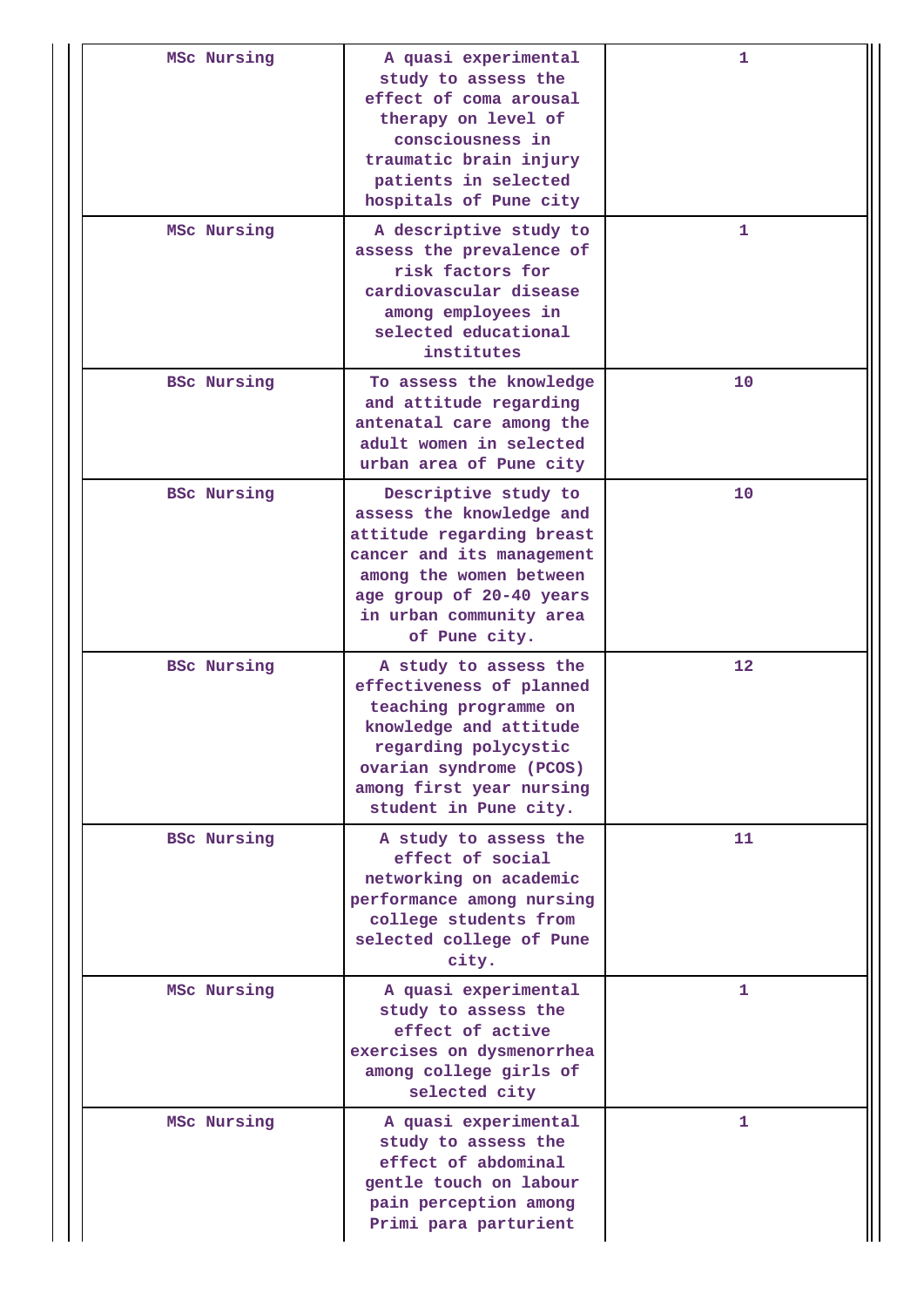| | | |
|---|---|---|
| MSc Nursing | A quasi experimental study to assess the effect of coma arousal therapy on level of consciousness in traumatic brain injury patients in selected hospitals of Pune city | 1 |
| MSc Nursing | A descriptive study to assess the prevalence of risk factors for cardiovascular disease among employees in selected educational institutes | 1 |
| BSc Nursing | To assess the knowledge and attitude regarding antenatal care among the adult women in selected urban area of Pune city | 10 |
| BSc Nursing | Descriptive study to assess the knowledge and attitude regarding breast cancer and its management among the women between age group of 20-40 years in urban community area of Pune city. | 10 |
| BSc Nursing | A study to assess the effectiveness of planned teaching programme on knowledge and attitude regarding polycystic ovarian syndrome (PCOS) among first year nursing student in Pune city. | 12 |
| BSc Nursing | A study to assess the effect of social networking on academic performance among nursing college students from selected college of Pune city. | 11 |
| MSc Nursing | A quasi experimental study to assess the effect of active exercises on dysmenorrhea among college girls of selected city | 1 |
| MSc Nursing | A quasi experimental study to assess the effect of abdominal gentle touch on labour pain perception among Primi para parturient | 1 |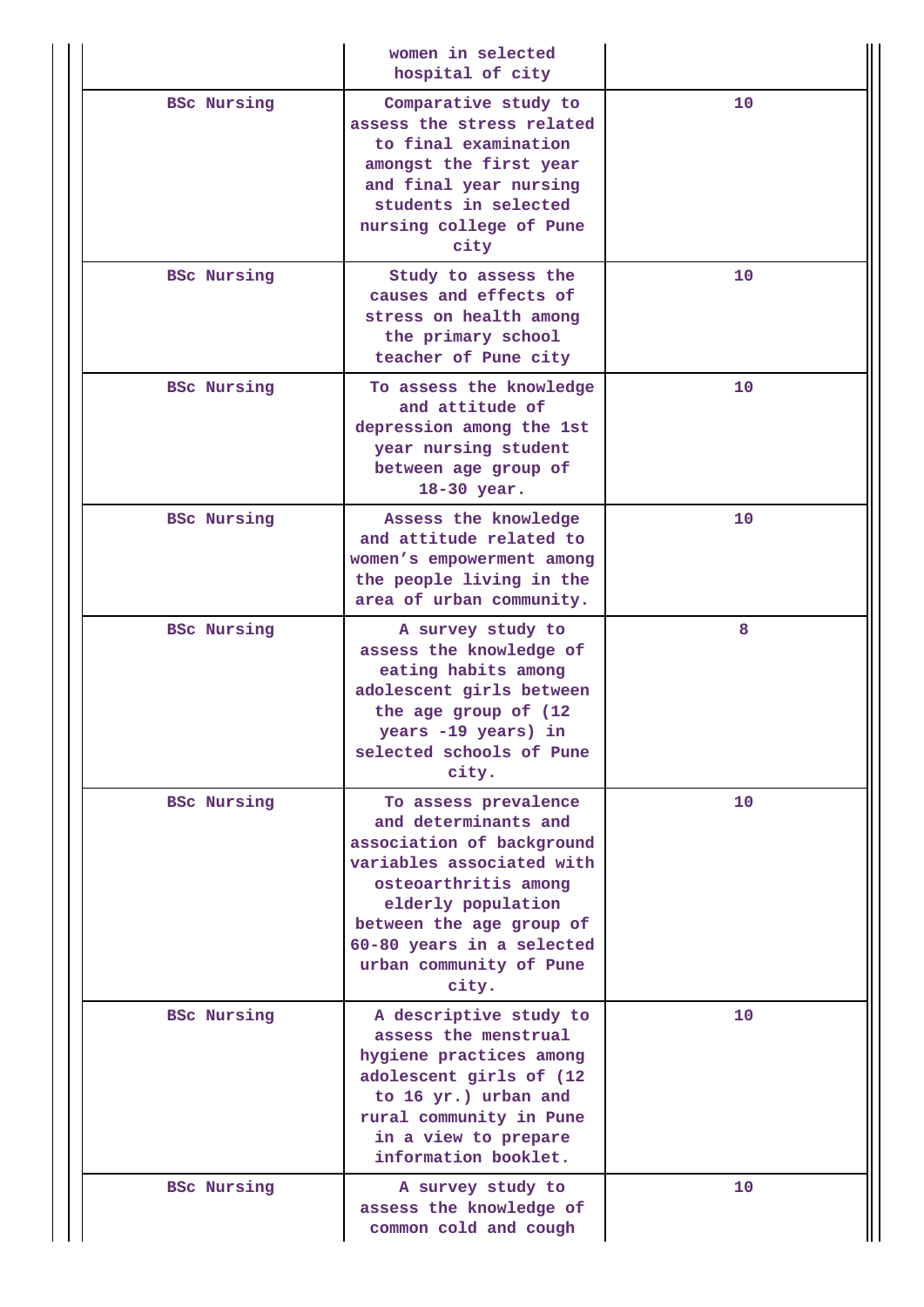| | | |
|---|---|---|
| | women in selected hospital of city | |
| BSc Nursing | Comparative study to assess the stress related to final examination amongst the first year and final year nursing students in selected nursing college of Pune city | 10 |
| BSc Nursing | Study to assess the causes and effects of stress on health among the primary school teacher of Pune city | 10 |
| BSc Nursing | To assess the knowledge and attitude of depression among the 1st year nursing student between age group of 18-30 year. | 10 |
| BSc Nursing | Assess the knowledge and attitude related to women's empowerment among the people living in the area of urban community. | 10 |
| BSc Nursing | A survey study to assess the knowledge of eating habits among adolescent girls between the age group of (12 years -19 years) in selected schools of Pune city. | 8 |
| BSc Nursing | To assess prevalence and determinants and association of background variables associated with osteoarthritis among elderly population between the age group of 60-80 years in a selected urban community of Pune city. | 10 |
| BSc Nursing | A descriptive study to assess the menstrual hygiene practices among adolescent girls of (12 to 16 yr.) urban and rural community in Pune in a view to prepare information booklet. | 10 |
| BSc Nursing | A survey study to assess the knowledge of common cold and cough | 10 |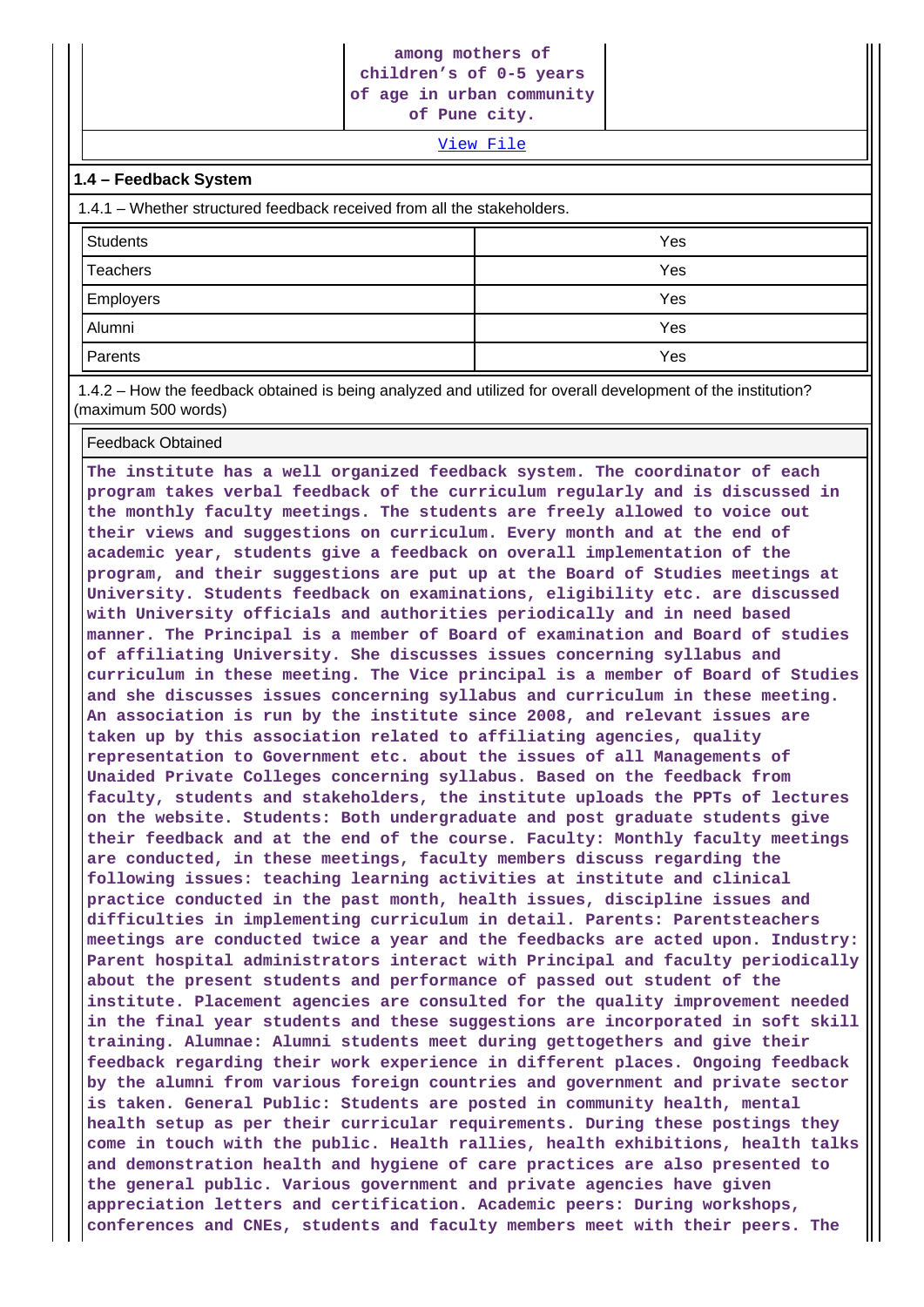| | among mothers of children's of 0-5 years of age in urban community of Pune city. | |
|---|---|---|

[View File]

**1.4 – Feedback System**

1.4.1 – Whether structured feedback received from all the stakeholders.

| Students | Yes |
|---|---|
| Teachers | Yes |
| Employers | Yes |
| Alumni | Yes |
| Parents | Yes |

1.4.2 – How the feedback obtained is being analyzed and utilized for overall development of the institution? (maximum 500 words)

Feedback Obtained

The institute has a well organized feedback system. The coordinator of each program takes verbal feedback of the curriculum regularly and is discussed in the monthly faculty meetings. The students are freely allowed to voice out their views and suggestions on curriculum. Every month and at the end of academic year, students give a feedback on overall implementation of the program, and their suggestions are put up at the Board of Studies meetings at University. Students feedback on examinations, eligibility etc. are discussed with University officials and authorities periodically and in need based manner. The Principal is a member of Board of examination and Board of studies of affiliating University. She discusses issues concerning syllabus and curriculum in these meeting. The Vice principal is a member of Board of Studies and she discusses issues concerning syllabus and curriculum in these meeting. An association is run by the institute since 2008, and relevant issues are taken up by this association related to affiliating agencies, quality representation to Government etc. about the issues of all Managements of Unaided Private Colleges concerning syllabus. Based on the feedback from faculty, students and stakeholders, the institute uploads the PPTs of lectures on the website. Students: Both undergraduate and post graduate students give their feedback and at the end of the course. Faculty: Monthly faculty meetings are conducted, in these meetings, faculty members discuss regarding the following issues: teaching learning activities at institute and clinical practice conducted in the past month, health issues, discipline issues and difficulties in implementing curriculum in detail. Parents: Parentsteachers meetings are conducted twice a year and the feedbacks are acted upon. Industry: Parent hospital administrators interact with Principal and faculty periodically about the present students and performance of passed out student of the institute. Placement agencies are consulted for the quality improvement needed in the final year students and these suggestions are incorporated in soft skill training. Alumnae: Alumni students meet during gettogethers and give their feedback regarding their work experience in different places. Ongoing feedback by the alumni from various foreign countries and government and private sector is taken. General Public: Students are posted in community health, mental health setup as per their curricular requirements. During these postings they come in touch with the public. Health rallies, health exhibitions, health talks and demonstration health and hygiene of care practices are also presented to the general public. Various government and private agencies have given appreciation letters and certification. Academic peers: During workshops, conferences and CNEs, students and faculty members meet with their peers. The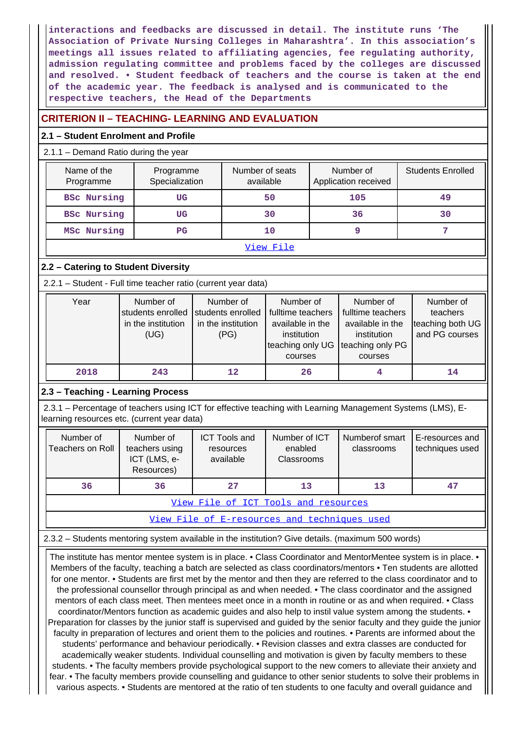interactions and feedbacks are discussed in detail. The institute runs 'The Association of Private Nursing Colleges in Maharashtra'. In this association's meetings all issues related to affiliating agencies, fee regulating authority, admission regulating committee and problems faced by the colleges are discussed and resolved. • Student feedback of teachers and the course is taken at the end of the academic year. The feedback is analysed and is communicated to the respective teachers, the Head of the Departments

## CRITERION II – TEACHING- LEARNING AND EVALUATION

### 2.1 – Student Enrolment and Profile

2.1.1 – Demand Ratio during the year

| Name of the Programme | Programme Specialization | Number of seats available | Number of Application received | Students Enrolled |
|---|---|---|---|---|
| BSc Nursing | UG | 50 | 105 | 49 |
| BSc Nursing | UG | 30 | 36 | 30 |
| MSc Nursing | PG | 10 | 9 | 7 |
| View File | | | | |

### 2.2 – Catering to Student Diversity

2.2.1 – Student - Full time teacher ratio (current year data)

| Year | Number of students enrolled in the institution (UG) | Number of students enrolled in the institution (PG) | Number of fulltime teachers available in the institution teaching only UG courses | Number of fulltime teachers available in the institution teaching only PG courses | Number of teachers teaching both UG and PG courses |
|---|---|---|---|---|---|
| 2018 | 243 | 12 | 26 | 4 | 14 |

### 2.3 – Teaching - Learning Process

2.3.1 – Percentage of teachers using ICT for effective teaching with Learning Management Systems (LMS), E-learning resources etc. (current year data)

| Number of Teachers on Roll | Number of teachers using ICT (LMS, e-Resources) | ICT Tools and resources available | Number of ICT enabled Classrooms | Numberof smart classrooms | E-resources and techniques used |
|---|---|---|---|---|---|
| 36 | 36 | 27 | 13 | 13 | 47 |
| View File of ICT Tools and resources | | | | | |
| View File of E-resources and techniques used | | | | | |

2.3.2 – Students mentoring system available in the institution? Give details. (maximum 500 words)

The institute has mentor mentee system is in place. • Class Coordinator and MentorMentee system is in place. • Members of the faculty, teaching a batch are selected as class coordinators/mentors • Ten students are allotted for one mentor. • Students are first met by the mentor and then they are referred to the class coordinator and to the professional counsellor through principal as and when needed. • The class coordinator and the assigned mentors of each class meet. Then mentees meet once in a month in routine or as and when required. • Class coordinator/Mentors function as academic guides and also help to instil value system among the students. • Preparation for classes by the junior staff is supervised and guided by the senior faculty and they guide the junior faculty in preparation of lectures and orient them to the policies and routines. • Parents are informed about the students' performance and behaviour periodically. • Revision classes and extra classes are conducted for academically weaker students. Individual counselling and motivation is given by faculty members to these students. • The faculty members provide psychological support to the new comers to alleviate their anxiety and fear. • The faculty members provide counselling and guidance to other senior students to solve their problems in various aspects. • Students are mentored at the ratio of ten students to one faculty and overall guidance and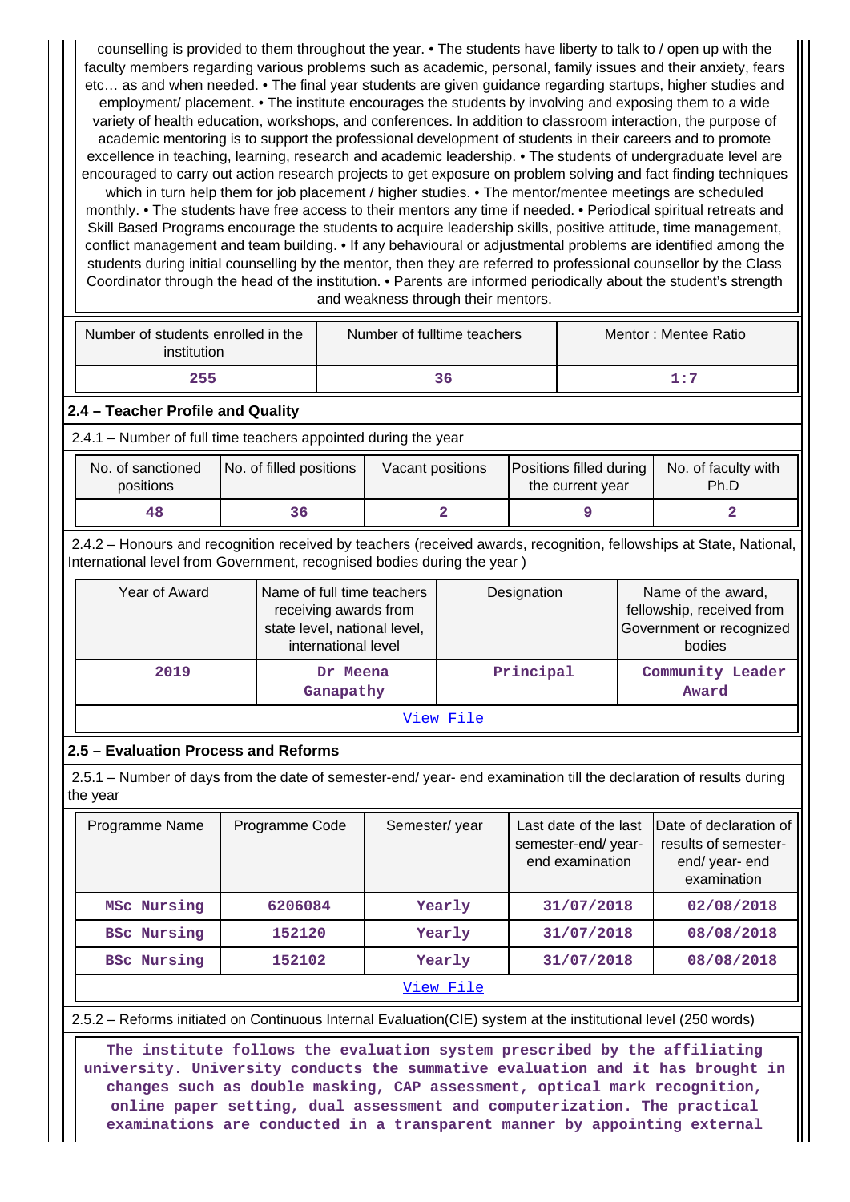counselling is provided to them throughout the year. • The students have liberty to talk to / open up with the faculty members regarding various problems such as academic, personal, family issues and their anxiety, fears etc… as and when needed. • The final year students are given guidance regarding startups, higher studies and employment/ placement. • The institute encourages the students by involving and exposing them to a wide variety of health education, workshops, and conferences. In addition to classroom interaction, the purpose of academic mentoring is to support the professional development of students in their careers and to promote excellence in teaching, learning, research and academic leadership. • The students of undergraduate level are encouraged to carry out action research projects to get exposure on problem solving and fact finding techniques which in turn help them for job placement / higher studies. • The mentor/mentee meetings are scheduled monthly. • The students have free access to their mentors any time if needed. • Periodical spiritual retreats and Skill Based Programs encourage the students to acquire leadership skills, positive attitude, time management, conflict management and team building. • If any behavioural or adjustmental problems are identified among the students during initial counselling by the mentor, then they are referred to professional counsellor by the Class Coordinator through the head of the institution. • Parents are informed periodically about the student's strength and weakness through their mentors.

| Number of students enrolled in the institution | Number of fulltime teachers | Mentor : Mentee Ratio |
|---|---|---|
| 255 | 36 | 1:7 |

### 2.4 – Teacher Profile and Quality

2.4.1 – Number of full time teachers appointed during the year

| No. of sanctioned positions | No. of filled positions | Vacant positions | Positions filled during the current year | No. of faculty with Ph.D |
|---|---|---|---|---|
| 48 | 36 | 2 | 9 | 2 |

2.4.2 – Honours and recognition received by teachers (received awards, recognition, fellowships at State, National, International level from Government, recognised bodies during the year )

| Year of Award | Name of full time teachers receiving awards from state level, national level, international level | Designation | Name of the award, fellowship, received from Government or recognized bodies |
|---|---|---|---|
| 2019 | Dr Meena Ganapathy | Principal | Community Leader Award |
| View File | | | |

### 2.5 – Evaluation Process and Reforms

2.5.1 – Number of days from the date of semester-end/ year- end examination till the declaration of results during the year

| Programme Name | Programme Code | Semester/ year | Last date of the last semester-end/ year- end examination | Date of declaration of results of semester-end/ year- end examination |
|---|---|---|---|---|
| MSc Nursing | 6206084 | Yearly | 31/07/2018 | 02/08/2018 |
| BSc Nursing | 152120 | Yearly | 31/07/2018 | 08/08/2018 |
| BSc Nursing | 152102 | Yearly | 31/07/2018 | 08/08/2018 |
| View File | | | | |

2.5.2 – Reforms initiated on Continuous Internal Evaluation(CIE) system at the institutional level (250 words)

The institute follows the evaluation system prescribed by the affiliating university. University conducts the summative evaluation and it has brought in changes such as double masking, CAP assessment, optical mark recognition, online paper setting, dual assessment and computerization. The practical examinations are conducted in a transparent manner by appointing external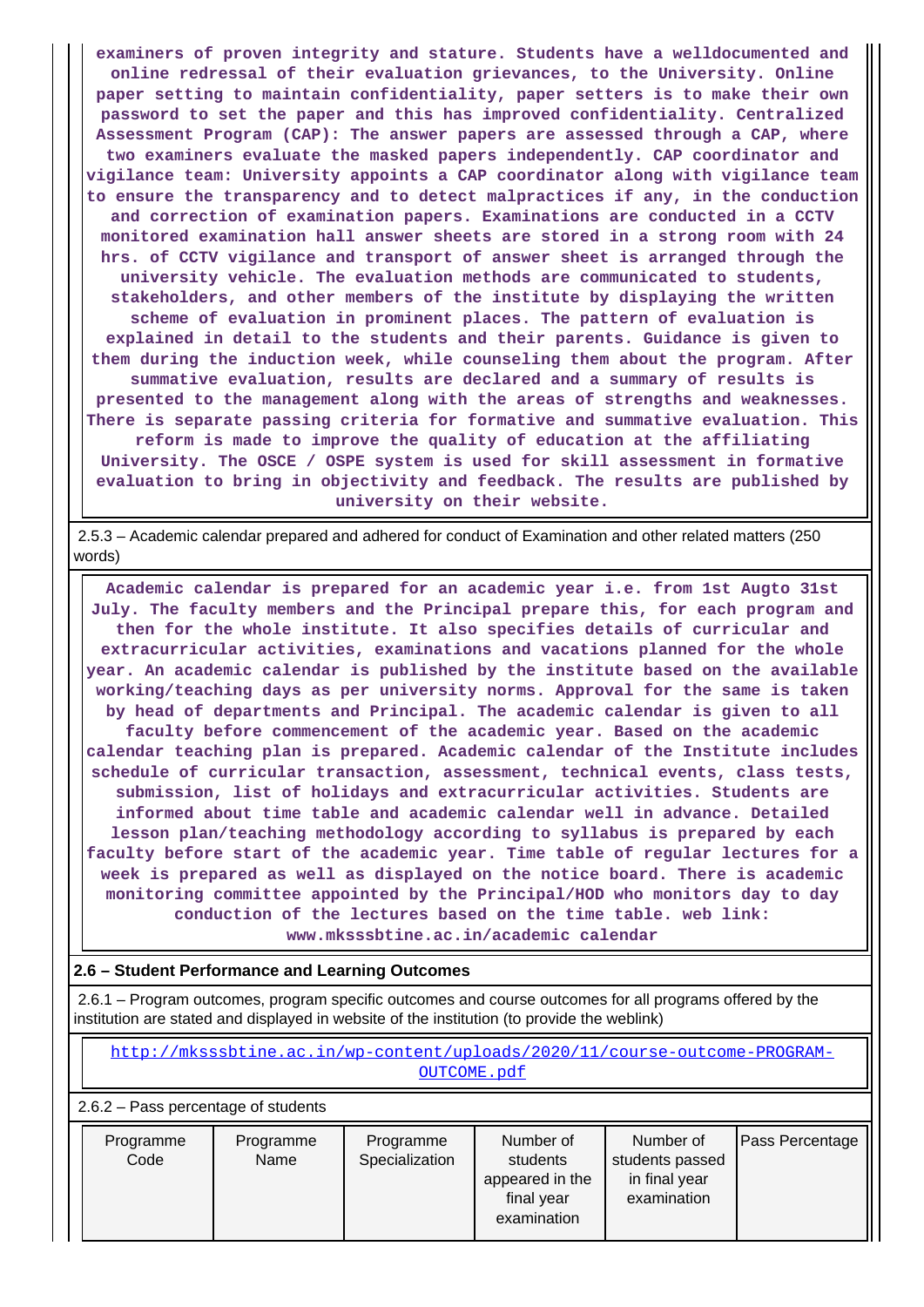examiners of proven integrity and stature. Students have a welldocumented and online redressal of their evaluation grievances, to the University. Online paper setting to maintain confidentiality, paper setters is to make their own password to set the paper and this has improved confidentiality. Centralized Assessment Program (CAP): The answer papers are assessed through a CAP, where two examiners evaluate the masked papers independently. CAP coordinator and vigilance team: University appoints a CAP coordinator along with vigilance team to ensure the transparency and to detect malpractices if any, in the conduction and correction of examination papers. Examinations are conducted in a CCTV monitored examination hall answer sheets are stored in a strong room with 24 hrs. of CCTV vigilance and transport of answer sheet is arranged through the university vehicle. The evaluation methods are communicated to students, stakeholders, and other members of the institute by displaying the written scheme of evaluation in prominent places. The pattern of evaluation is explained in detail to the students and their parents. Guidance is given to them during the induction week, while counseling them about the program. After summative evaluation, results are declared and a summary of results is presented to the management along with the areas of strengths and weaknesses. There is separate passing criteria for formative and summative evaluation. This reform is made to improve the quality of education at the affiliating University. The OSCE / OSPE system is used for skill assessment in formative evaluation to bring in objectivity and feedback. The results are published by university on their website.

2.5.3 – Academic calendar prepared and adhered for conduct of Examination and other related matters (250 words)

Academic calendar is prepared for an academic year i.e. from 1st Augto 31st July. The faculty members and the Principal prepare this, for each program and then for the whole institute. It also specifies details of curricular and extracurricular activities, examinations and vacations planned for the whole year. An academic calendar is published by the institute based on the available working/teaching days as per university norms. Approval for the same is taken by head of departments and Principal. The academic calendar is given to all faculty before commencement of the academic year. Based on the academic calendar teaching plan is prepared. Academic calendar of the Institute includes schedule of curricular transaction, assessment, technical events, class tests, submission, list of holidays and extracurricular activities. Students are informed about time table and academic calendar well in advance. Detailed lesson plan/teaching methodology according to syllabus is prepared by each faculty before start of the academic year. Time table of regular lectures for a week is prepared as well as displayed on the notice board. There is academic monitoring committee appointed by the Principal/HOD who monitors day to day conduction of the lectures based on the time table. web link: www.mksssbtine.ac.in/academic calendar

## 2.6 – Student Performance and Learning Outcomes

2.6.1 – Program outcomes, program specific outcomes and course outcomes for all programs offered by the institution are stated and displayed in website of the institution (to provide the weblink)

http://mksssbtine.ac.in/wp-content/uploads/2020/11/course-outcome-PROGRAM-OUTCOME.pdf

2.6.2 – Pass percentage of students

| Programme Code | Programme Name | Programme Specialization | Number of students appeared in the final year examination | Number of students passed in final year examination | Pass Percentage |
|---|---|---|---|---|---|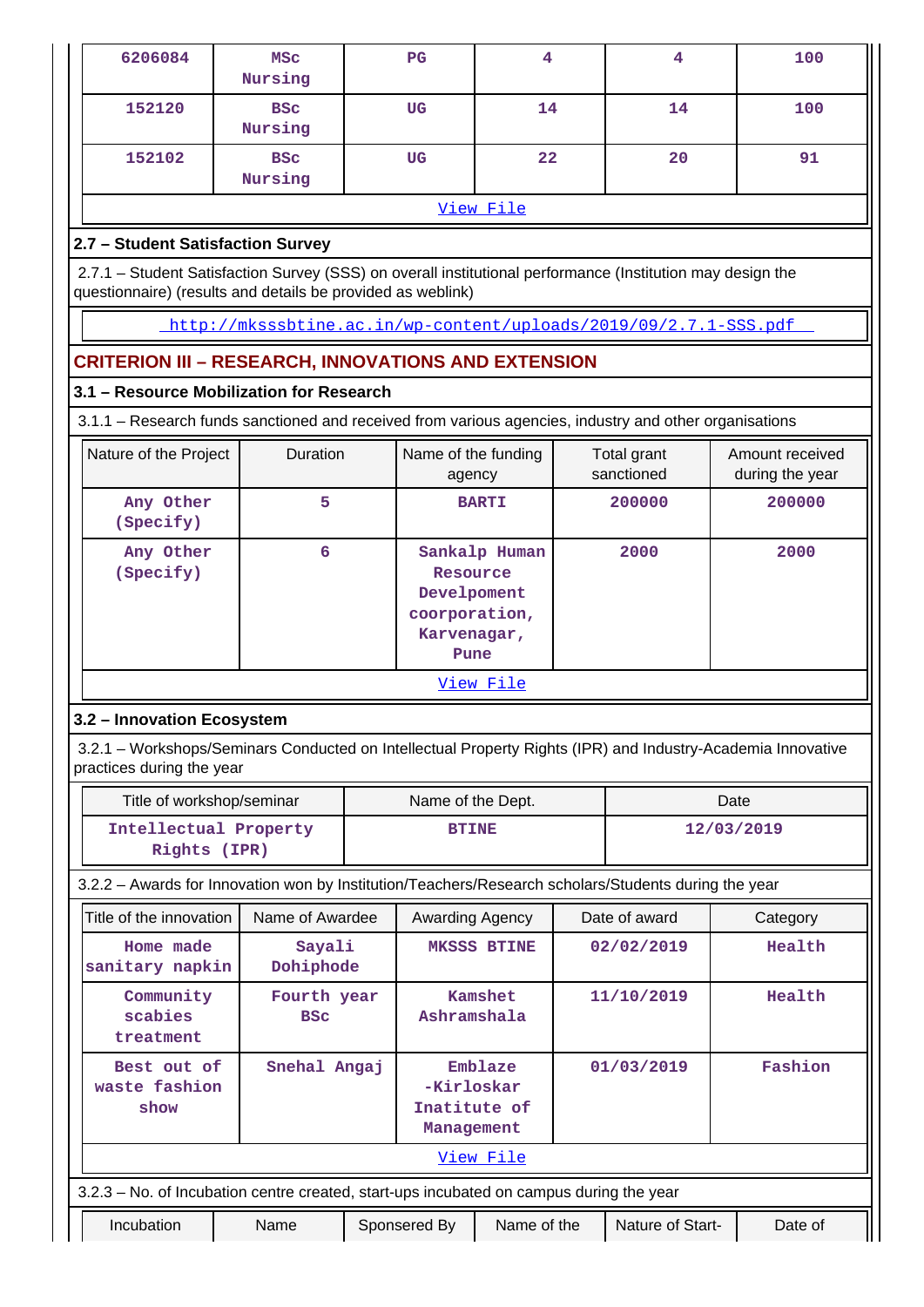| 6206084 | MSc Nursing | PG | 4 | 4 | 100 |
|---|---|---|---|---|---|
| 152120 | BSc Nursing | UG | 14 | 14 | 100 |
| 152102 | BSc Nursing | UG | 22 | 20 | 91 |

[View File](#)

### 2.7 – Student Satisfaction Survey

2.7.1 – Student Satisfaction Survey (SSS) on overall institutional performance (Institution may design the questionnaire) (results and details be provided as weblink)

http://mksssbtine.ac.in/wp-content/uploads/2019/09/2.7.1-SSS.pdf

## CRITERION III – RESEARCH, INNOVATIONS AND EXTENSION

### 3.1 – Resource Mobilization for Research

3.1.1 – Research funds sanctioned and received from various agencies, industry and other organisations

| Nature of the Project | Duration | Name of the funding agency | Total grant sanctioned | Amount received during the year |
|---|---|---|---|---|
| Any Other (Specify) | 5 | BARTI | 200000 | 200000 |
| Any Other (Specify) | 6 | Sankalp Human Resource Develpoment coorporation, Karvenagar, Pune | 2000 | 2000 |

[View File](#)

### 3.2 – Innovation Ecosystem

3.2.1 – Workshops/Seminars Conducted on Intellectual Property Rights (IPR) and Industry-Academia Innovative practices during the year

| Title of workshop/seminar | Name of the Dept. | Date |
|---|---|---|
| Intellectual Property Rights (IPR) | BTINE | 12/03/2019 |

3.2.2 – Awards for Innovation won by Institution/Teachers/Research scholars/Students during the year

| Title of the innovation | Name of Awardee | Awarding Agency | Date of award | Category |
|---|---|---|---|---|
| Home made sanitary napkin | Sayali Dohiphode | MKSSS BTINE | 02/02/2019 | Health |
| Community scabies treatment | Fourth year BSc | Kamshet Ashramshala | 11/10/2019 | Health |
| Best out of waste fashion show | Snehal Angaj | Emblaze -Kirloskar Inatitute of Management | 01/03/2019 | Fashion |

[View File](#)

3.2.3 – No. of Incubation centre created, start-ups incubated on campus during the year

| Incubation | Name | Sponsered By | Name of the | Nature of Start- | Date of |
|---|---|---|---|---|---|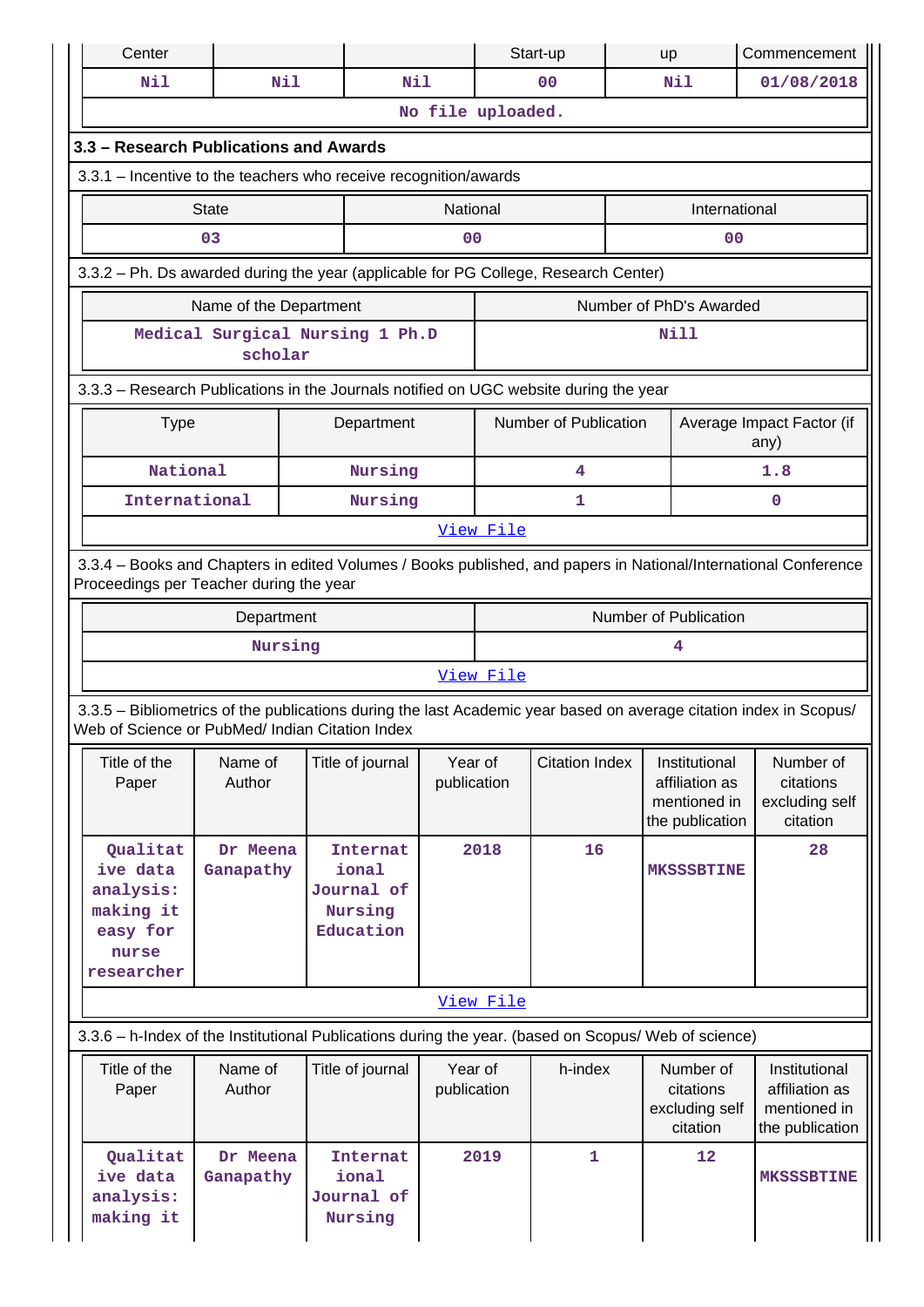| Center | | | Start-up | up | Commencement |
|---|---|---|---|---|---|
| Nil | Nil | Nil | 00 | Nil | 01/08/2018 |
| No file uploaded. | | | | | |

### 3.3 – Research Publications and Awards

3.3.1 – Incentive to the teachers who receive recognition/awards

| State | National | International |
|---|---|---|
| 03 | 00 | 00 |

3.3.2 – Ph. Ds awarded during the year (applicable for PG College, Research Center)

| Name of the Department | Number of PhD's Awarded |
|---|---|
| Medical Surgical Nursing 1 Ph.D scholar | Nill |

3.3.3 – Research Publications in the Journals notified on UGC website during the year

| Type | Department | Number of Publication | Average Impact Factor (if any) |
|---|---|---|---|
| National | Nursing | 4 | 1.8 |
| International | Nursing | 1 | 0 |
| View File | | | |

3.3.4 – Books and Chapters in edited Volumes / Books published, and papers in National/International Conference Proceedings per Teacher during the year

| Department | Number of Publication |
|---|---|
| Nursing | 4 |
| View File | |

3.3.5 – Bibliometrics of the publications during the last Academic year based on average citation index in Scopus/ Web of Science or PubMed/ Indian Citation Index

| Title of the Paper | Name of Author | Title of journal | Year of publication | Citation Index | Institutional affiliation as mentioned in the publication | Number of citations excluding self citation |
|---|---|---|---|---|---|---|
| Qualitative data analysis: making it easy for nurse researcher | Dr Meena Ganapathy | International Journal of Nursing Education | 2018 | 16 | MKSSSBTINE | 28 |
| View File | | | | | | |

3.3.6 – h-Index of the Institutional Publications during the year. (based on Scopus/ Web of science)

| Title of the Paper | Name of Author | Title of journal | Year of publication | h-index | Number of citations excluding self citation | Institutional affiliation as mentioned in the publication |
|---|---|---|---|---|---|---|
| Qualitative data analysis: making it | Dr Meena Ganapathy | International Journal of Nursing | 2019 | 1 | 12 | MKSSSBTINE |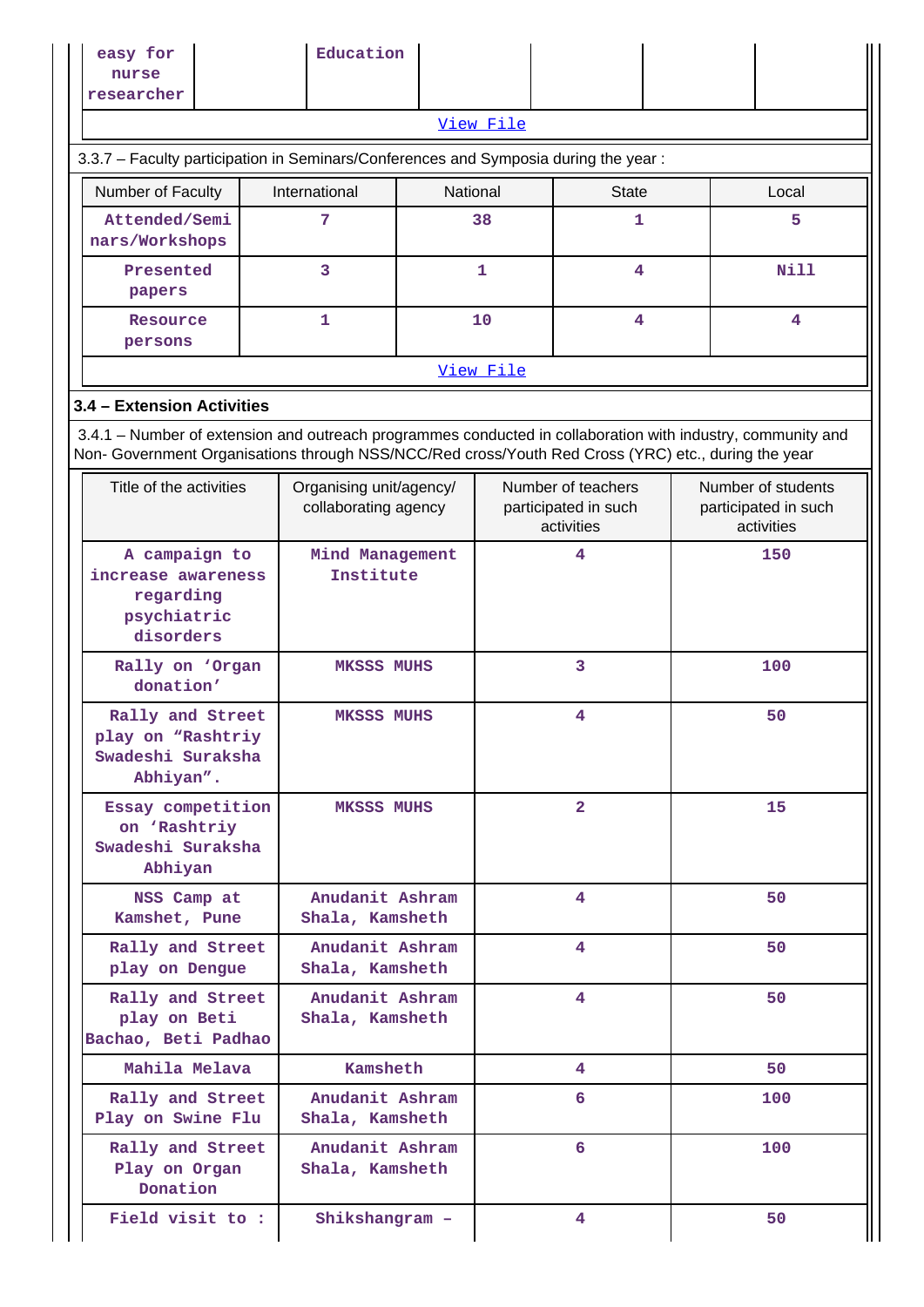| easy for nurse researcher | | Education | | | | |
|---|---|---|---|---|---|---|

View File

3.3.7 – Faculty participation in Seminars/Conferences and Symposia during the year :

| Number of Faculty | International | National | State | Local |
|---|---|---|---|---|
| Attended/Seminars/Workshops | 7 | 38 | 1 | 5 |
| Presented papers | 3 | 1 | 4 | Nill |
| Resource persons | 1 | 10 | 4 | 4 |

View File

**3.4 – Extension Activities**

3.4.1 – Number of extension and outreach programmes conducted in collaboration with industry, community and Non- Government Organisations through NSS/NCC/Red cross/Youth Red Cross (YRC) etc., during the year

| Title of the activities | Organising unit/agency/ collaborating agency | Number of teachers participated in such activities | Number of students participated in such activities |
|---|---|---|---|
| A campaign to increase awareness regarding psychiatric disorders | Mind Management Institute | 4 | 150 |
| Rally on 'Organ donation' | MKSSS MUHS | 3 | 100 |
| Rally and Street play on "Rashtriy Swadeshi Suraksha Abhiyan". | MKSSS MUHS | 4 | 50 |
| Essay competition on 'Rashtriy Swadeshi Suraksha Abhiyan | MKSSS MUHS | 2 | 15 |
| NSS Camp at Kamshet, Pune | Anudanit Ashram Shala, Kamsheth | 4 | 50 |
| Rally and Street play on Dengue | Anudanit Ashram Shala, Kamsheth | 4 | 50 |
| Rally and Street play on Beti Bachao, Beti Padhao | Anudanit Ashram Shala, Kamsheth | 4 | 50 |
| Mahila Melava | Kamsheth | 4 | 50 |
| Rally and Street Play on Swine Flu | Anudanit Ashram Shala, Kamsheth | 6 | 100 |
| Rally and Street Play on Organ Donation | Anudanit Ashram Shala, Kamsheth | 6 | 100 |
| Field visit to : | Shikshangram – | 4 | 50 |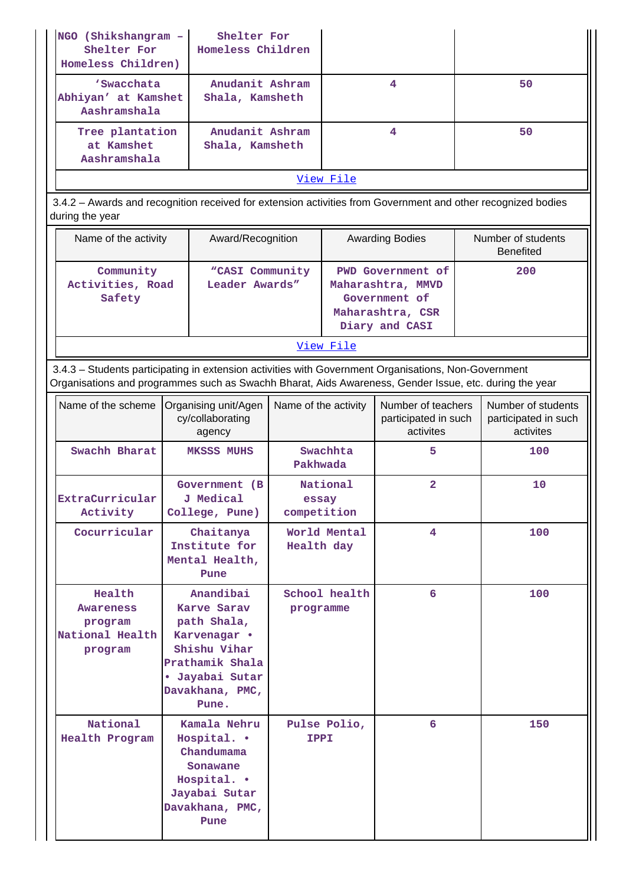| NGO (Shikshangram – Shelter For Homeless Children) | Shelter For Homeless Children | | |
|---|---|---|---|
| 'Swacchata Abhiyan' at Kamshet Aashramshala | Anudanit Ashram Shala, Kamsheth | 4 | 50 |
| Tree plantation at Kamshet Aashramshala | Anudanit Ashram Shala, Kamsheth | 4 | 50 |
| View File | | | |

3.4.2 – Awards and recognition received for extension activities from Government and other recognized bodies during the year

| Name of the activity | Award/Recognition | Awarding Bodies | Number of students Benefited |
|---|---|---|---|
| Community Activities, Road Safety | "CASI Community Leader Awards" | PWD Government of Maharashtra, MMVD Government of Maharashtra, CSR Diary and CASI | 200 |
| View File | | | |

3.4.3 – Students participating in extension activities with Government Organisations, Non-Government Organisations and programmes such as Swachh Bharat, Aids Awareness, Gender Issue, etc. during the year

| Name of the scheme | Organising unit/Agency/collaborating agency | Name of the activity | Number of teachers participated in such activites | Number of students participated in such activites |
|---|---|---|---|---|
| Swachh Bharat | MKSSS MUHS | Swachhta Pakhwada | 5 | 100 |
| ExtraCurricular Activity | Government (B J Medical College, Pune) | National essay competition | 2 | 10 |
| Cocurricular | Chaitanya Institute for Mental Health, Pune | World Mental Health day | 4 | 100 |
| Health Awareness program National Health program | Anandibai Karve Sarav path Shala, Karvenagar • Shishu Vihar Prathamik Shala • Jayabai Sutar Davakhana, PMC, Pune. | School health programme | 6 | 100 |
| National Health Program | Kamala Nehru Hospital. • Chandumama Sonawane Hospital. • Jayabai Sutar Davakhana, PMC, Pune | Pulse Polio, IPPI | 6 | 150 |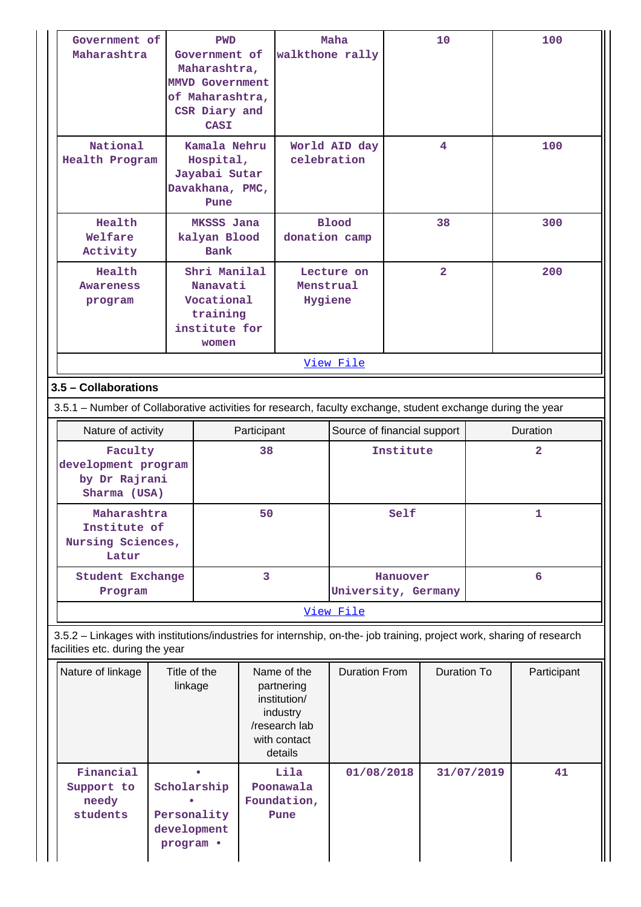| | | | | |
|---|---|---|---|---|
| Government of Maharashtra | PWD Government of Maharashtra, MMVD Government of Maharashtra, CSR Diary and CASI | Maha walkthone rally | 10 | 100 |
| National Health Program | Kamala Nehru Hospital, Jayabai Sutar Davakhana, PMC, Pune | World AID day celebration | 4 | 100 |
| Health Welfare Activity | MKSSS Jana kalyan Blood Bank | Blood donation camp | 38 | 300 |
| Health Awareness program | Shri Manilal Nanavati Vocational training institute for women | Lecture on Menstrual Hygiene | 2 | 200 |

View File

## 3.5 – Collaborations

3.5.1 – Number of Collaborative activities for research, faculty exchange, student exchange during the year

| Nature of activity | Participant | Source of financial support | Duration |
|---|---|---|---|
| Faculty development program by Dr Rajrani Sharma (USA) | 38 | Institute | 2 |
| Maharashtra Institute of Nursing Sciences, Latur | 50 | Self | 1 |
| Student Exchange Program | 3 | Hanuover University, Germany | 6 |

View File

3.5.2 – Linkages with institutions/industries for internship, on-the- job training, project work, sharing of research facilities etc. during the year

| Nature of linkage | Title of the linkage | Name of the partnering institution/ industry /research lab with contact details | Duration From | Duration To | Participant |
|---|---|---|---|---|---|
| Financial Support to needy students | • Scholarship • Personality development program • | Lila Poonawala Foundation, Pune | 01/08/2018 | 31/07/2019 | 41 |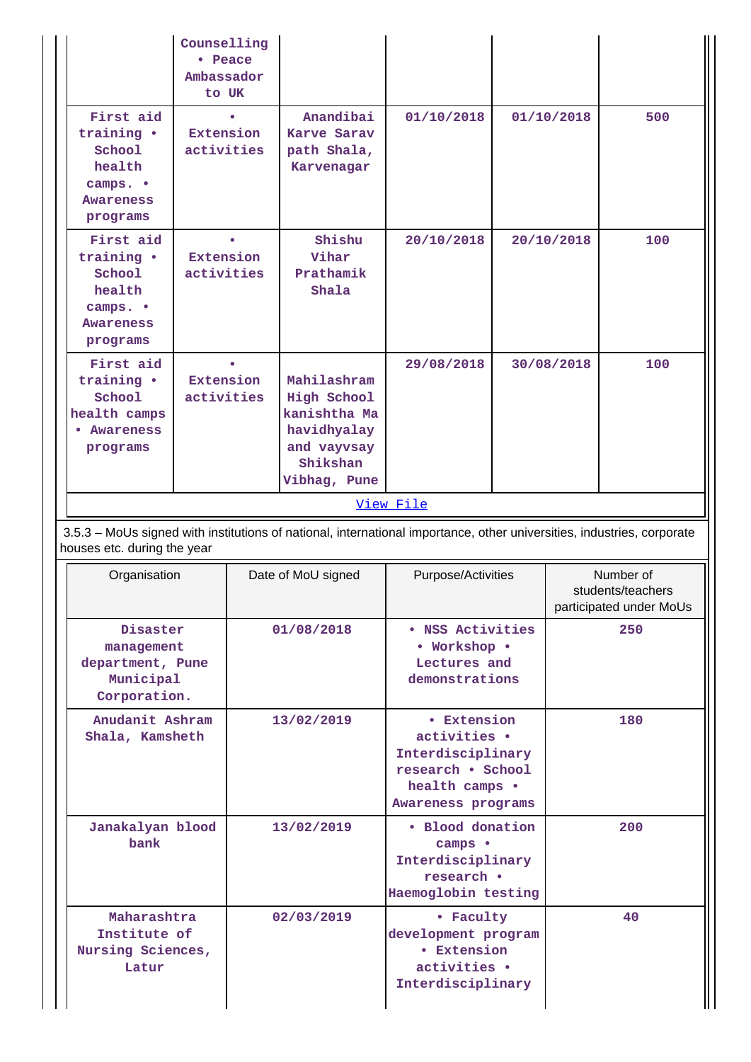| | | | | | |
|---|---|---|---|---|---|
| | Counselling • Peace Ambassador to UK | | | | |
| First aid training • School health camps. • Awareness programs | • Extension activities | Anandibai Karve Sarav path Shala, Karvenagar | 01/10/2018 | 01/10/2018 | 500 |
| First aid training • School health camps. • Awareness programs | • Extension activities | Shishu Vihar Prathamik Shala | 20/10/2018 | 20/10/2018 | 100 |
| First aid training • School health camps • Awareness programs | • Extension activities | Mahilashram High School kanishtha Ma havidhyalay and vayvsay Shikshan Vibhag, Pune | 29/08/2018 | 30/08/2018 | 100 |

[View File]

3.5.3 – MoUs signed with institutions of national, international importance, other universities, industries, corporate houses etc. during the year

| Organisation | Date of MoU signed | Purpose/Activities | Number of students/teachers participated under MoUs |
|---|---|---|---|
| Disaster management department, Pune Municipal Corporation. | 01/08/2018 | • NSS Activities • Workshop • Lectures and demonstrations | 250 |
| Anudanit Ashram Shala, Kamsheth | 13/02/2019 | • Extension activities • Interdisciplinary research • School health camps • Awareness programs | 180 |
| Janakalyan blood bank | 13/02/2019 | • Blood donation camps • Interdisciplinary research • Haemoglobin testing | 200 |
| Maharashtra Institute of Nursing Sciences, Latur | 02/03/2019 | • Faculty development program • Extension activities • Interdisciplinary | 40 |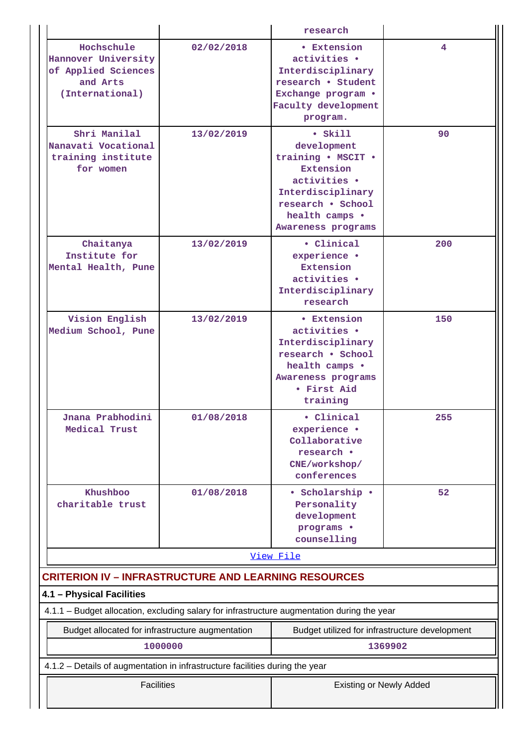| | | research | |
|---|---|---|---|
| Hochschule Hannover University of Applied Sciences and Arts (International) | 02/02/2018 | • Extension activities • Interdisciplinary research • Student Exchange program • Faculty development program. | 4 |
| Shri Manilal Nanavati Vocational training institute for women | 13/02/2019 | • Skill development training • MSCIT • Extension activities • Interdisciplinary research • School health camps • Awareness programs | 90 |
| Chaitanya Institute for Mental Health, Pune | 13/02/2019 | • Clinical experience • Extension activities • Interdisciplinary research | 200 |
| Vision English Medium School, Pune | 13/02/2019 | • Extension activities • Interdisciplinary research • School health camps • Awareness programs • First Aid training | 150 |
| Jnana Prabhodini Medical Trust | 01/08/2018 | • Clinical experience • Collaborative research • CNE/workshop/ conferences | 255 |
| Khushboo charitable trust | 01/08/2018 | • Scholarship • Personality development programs • counselling | 52 |

View File

## CRITERION IV – INFRASTRUCTURE AND LEARNING RESOURCES

### 4.1 – Physical Facilities

4.1.1 – Budget allocation, excluding salary for infrastructure augmentation during the year

| Budget allocated for infrastructure augmentation | Budget utilized for infrastructure development |
|---|---|
| 1000000 | 1369902 |

4.1.2 – Details of augmentation in infrastructure facilities during the year

| Facilities | Existing or Newly Added |
|---|---|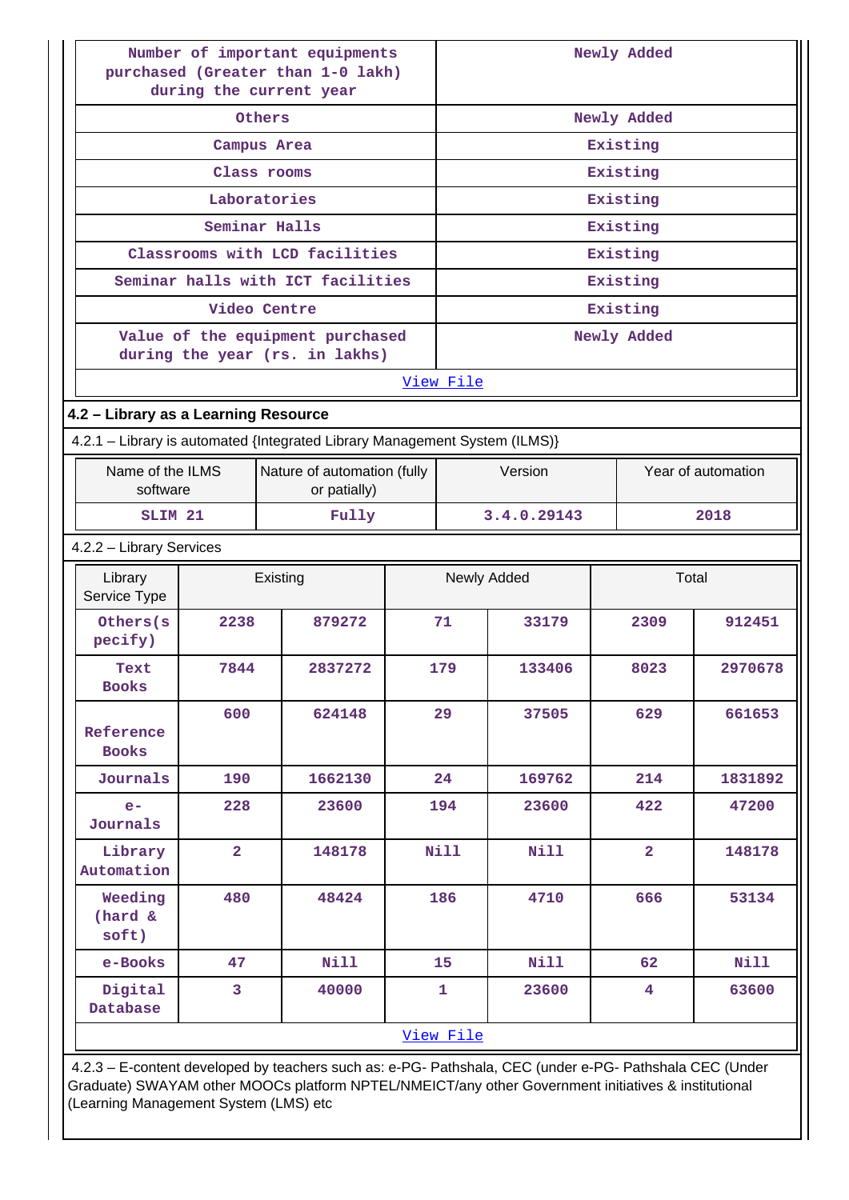| Number of important equipments purchased (Greater than 1-0 lakh) during the current year | Newly Added |
|---|---|
| Others | Newly Added |
| Campus Area | Existing |
| Class rooms | Existing |
| Laboratories | Existing |
| Seminar Halls | Existing |
| Classrooms with LCD facilities | Existing |
| Seminar halls with ICT facilities | Existing |
| Video Centre | Existing |
| Value of the equipment purchased during the year (rs. in lakhs) | Newly Added |

View File

**4.2 – Library as a Learning Resource**

4.2.1 – Library is automated {Integrated Library Management System (ILMS)}

| Name of the ILMS software | Nature of automation (fully or patially) | Version | Year of automation |
|---|---|---|---|
| SLIM 21 | Fully | 3.4.0.29143 | 2018 |

4.2.2 – Library Services

| Library Service Type | Existing | | Newly Added | | Total | |
|---|---|---|---|---|---|---|
| Others(specify) | 2238 | 879272 | 71 | 33179 | 2309 | 912451 |
| Text Books | 7844 | 2837272 | 179 | 133406 | 8023 | 2970678 |
| Reference Books | 600 | 624148 | 29 | 37505 | 629 | 661653 |
| Journals | 190 | 1662130 | 24 | 169762 | 214 | 1831892 |
| e-Journals | 228 | 23600 | 194 | 23600 | 422 | 47200 |
| Library Automation | 2 | 148178 | Nill | Nill | 2 | 148178 |
| Weeding (hard & soft) | 480 | 48424 | 186 | 4710 | 666 | 53134 |
| e-Books | 47 | Nill | 15 | Nill | 62 | Nill |
| Digital Database | 3 | 40000 | 1 | 23600 | 4 | 63600 |

View File

4.2.3 – E-content developed by teachers such as: e-PG- Pathshala, CEC (under e-PG- Pathshala CEC (Under Graduate) SWAYAM other MOOCs platform NPTEL/NMEICT/any other Government initiatives & institutional (Learning Management System (LMS) etc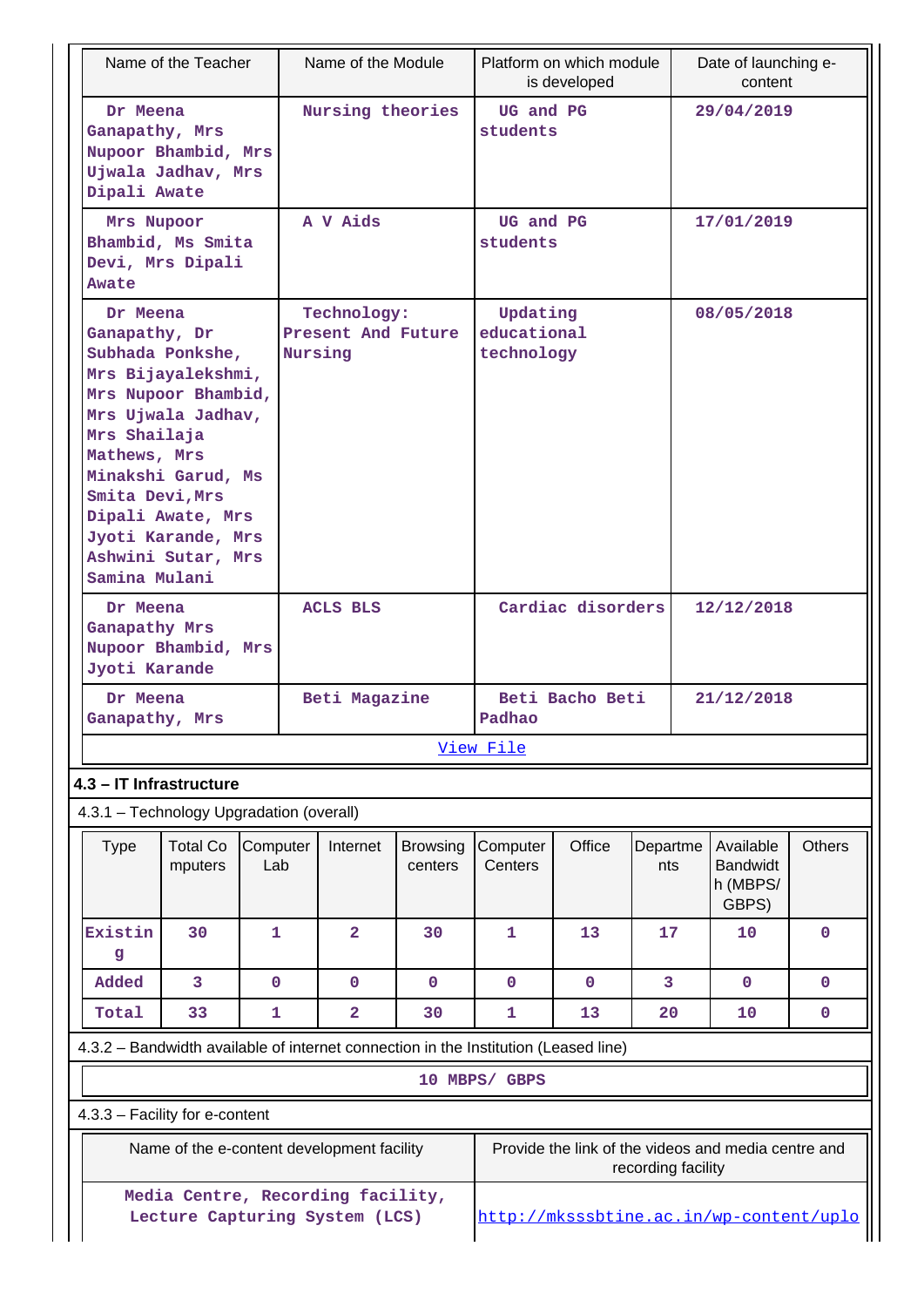| Name of the Teacher | Name of the Module | Platform on which module is developed | Date of launching e-content |
|---|---|---|---|
| Dr Meena Ganapathy, Mrs Nupoor Bhambid, Mrs Ujwala Jadhav, Mrs Dipali Awate | Nursing theories | UG and PG students | 29/04/2019 |
| Mrs Nupoor Bhambid, Ms Smita Devi, Mrs Dipali Awate | A V Aids | UG and PG students | 17/01/2019 |
| Dr Meena Ganapathy, Dr Subhada Ponkshe, Mrs Bijayalekshmi, Mrs Nupoor Bhambid, Mrs Ujwala Jadhav, Mrs Shailaja Mathews, Mrs Minakshi Garud, Ms Smita Devi,Mrs Dipali Awate, Mrs Jyoti Karande, Mrs Ashwini Sutar, Mrs Samina Mulani | Technology: Present And Future Nursing | Updating educational technology | 08/05/2018 |
| Dr Meena Ganapathy Mrs Nupoor Bhambid, Mrs Jyoti Karande | ACLS BLS | Cardiac disorders | 12/12/2018 |
| Dr Meena Ganapathy, Mrs | Beti Magazine | Beti Bacho Beti Padhao | 21/12/2018 |

View File

**4.3 – IT Infrastructure**

4.3.1 – Technology Upgradation (overall)

| Type | Total Computers | Computer Lab | Internet | Browsing centers | Computer Centers | Office | Departments | Available Bandwidth (MBPS/ GBPS) | Others |
|---|---|---|---|---|---|---|---|---|---|
| Existing | 30 | 1 | 2 | 30 | 1 | 13 | 17 | 10 | 0 |
| Added | 3 | 0 | 0 | 0 | 0 | 0 | 3 | 0 | 0 |
| Total | 33 | 1 | 2 | 30 | 1 | 13 | 20 | 10 | 0 |

4.3.2 – Bandwidth available of internet connection in the Institution (Leased line)

10 MBPS/ GBPS

4.3.3 – Facility for e-content

| Name of the e-content development facility | Provide the link of the videos and media centre and recording facility |
|---|---|
| Media Centre, Recording facility, Lecture Capturing System (LCS) | http://mksssbtine.ac.in/wp-content/uplo |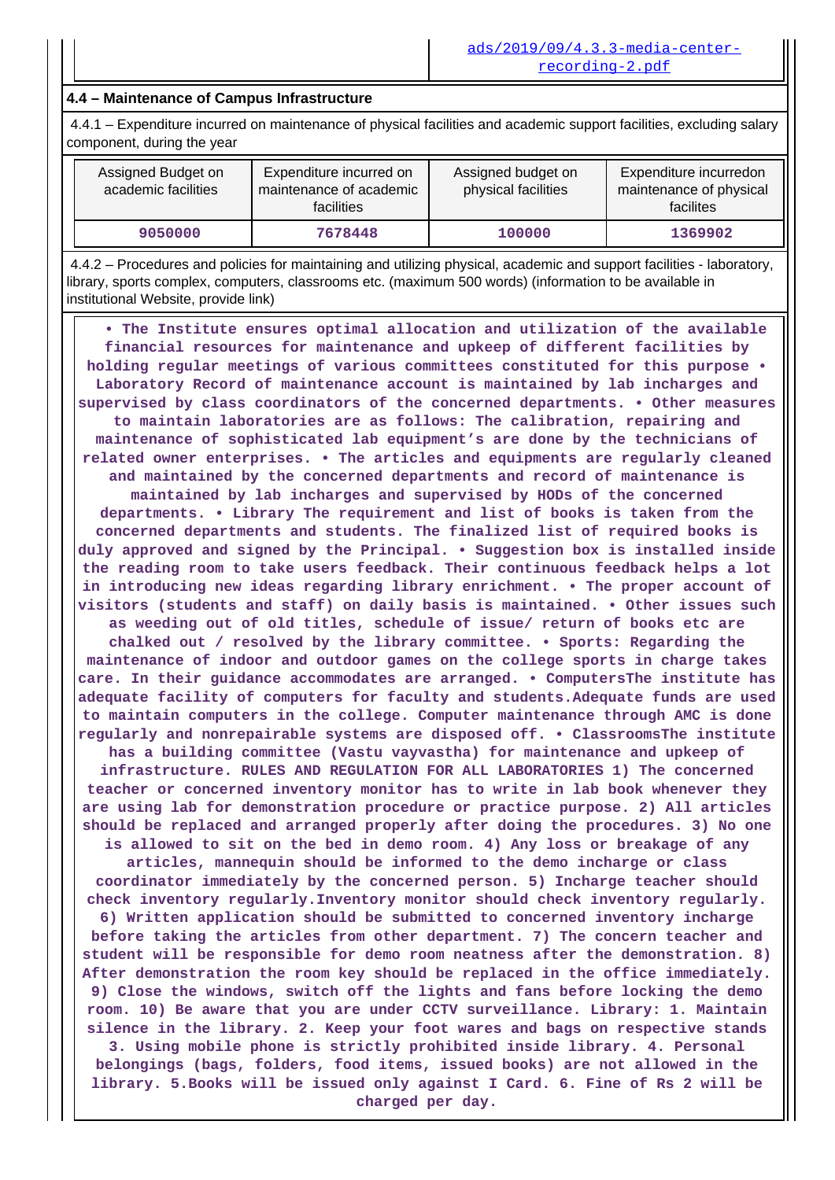| | ads/2019/09/4.3.3-media-center-recording-2.pdf |
|---|---|

**4.4 – Maintenance of Campus Infrastructure**

4.4.1 – Expenditure incurred on maintenance of physical facilities and academic support facilities, excluding salary component, during the year

| Assigned Budget on academic facilities | Expenditure incurred on maintenance of academic facilities | Assigned budget on physical facilities | Expenditure incurredon maintenance of physical facilites |
|---|---|---|---|
| 9050000 | 7678448 | 100000 | 1369902 |

4.4.2 – Procedures and policies for maintaining and utilizing physical, academic and support facilities - laboratory, library, sports complex, computers, classrooms etc. (maximum 500 words) (information to be available in institutional Website, provide link)

• The Institute ensures optimal allocation and utilization of the available financial resources for maintenance and upkeep of different facilities by holding regular meetings of various committees constituted for this purpose • Laboratory Record of maintenance account is maintained by lab incharges and supervised by class coordinators of the concerned departments. • Other measures to maintain laboratories are as follows: The calibration, repairing and maintenance of sophisticated lab equipment's are done by the technicians of related owner enterprises. • The articles and equipments are regularly cleaned and maintained by the concerned departments and record of maintenance is maintained by lab incharges and supervised by HODs of the concerned departments. • Library The requirement and list of books is taken from the concerned departments and students. The finalized list of required books is duly approved and signed by the Principal. • Suggestion box is installed inside the reading room to take users feedback. Their continuous feedback helps a lot in introducing new ideas regarding library enrichment. • The proper account of visitors (students and staff) on daily basis is maintained. • Other issues such as weeding out of old titles, schedule of issue/ return of books etc are chalked out / resolved by the library committee. • Sports: Regarding the maintenance of indoor and outdoor games on the college sports in charge takes care. In their guidance accommodates are arranged. • ComputersThe institute has adequate facility of computers for faculty and students.Adequate funds are used to maintain computers in the college. Computer maintenance through AMC is done regularly and nonrepairable systems are disposed off. • ClassroomsThe institute has a building committee (Vastu vayvastha) for maintenance and upkeep of infrastructure. RULES AND REGULATION FOR ALL LABORATORIES 1) The concerned teacher or concerned inventory monitor has to write in lab book whenever they are using lab for demonstration procedure or practice purpose. 2) All articles should be replaced and arranged properly after doing the procedures. 3) No one is allowed to sit on the bed in demo room. 4) Any loss or breakage of any articles, mannequin should be informed to the demo incharge or class coordinator immediately by the concerned person. 5) Incharge teacher should check inventory regularly.Inventory monitor should check inventory regularly. 6) Written application should be submitted to concerned inventory incharge before taking the articles from other department. 7) The concern teacher and student will be responsible for demo room neatness after the demonstration. 8) After demonstration the room key should be replaced in the office immediately. 9) Close the windows, switch off the lights and fans before locking the demo room. 10) Be aware that you are under CCTV surveillance. Library: 1. Maintain silence in the library. 2. Keep your foot wares and bags on respective stands 3. Using mobile phone is strictly prohibited inside library. 4. Personal belongings (bags, folders, food items, issued books) are not allowed in the library. 5.Books will be issued only against I Card. 6. Fine of Rs 2 will be charged per day.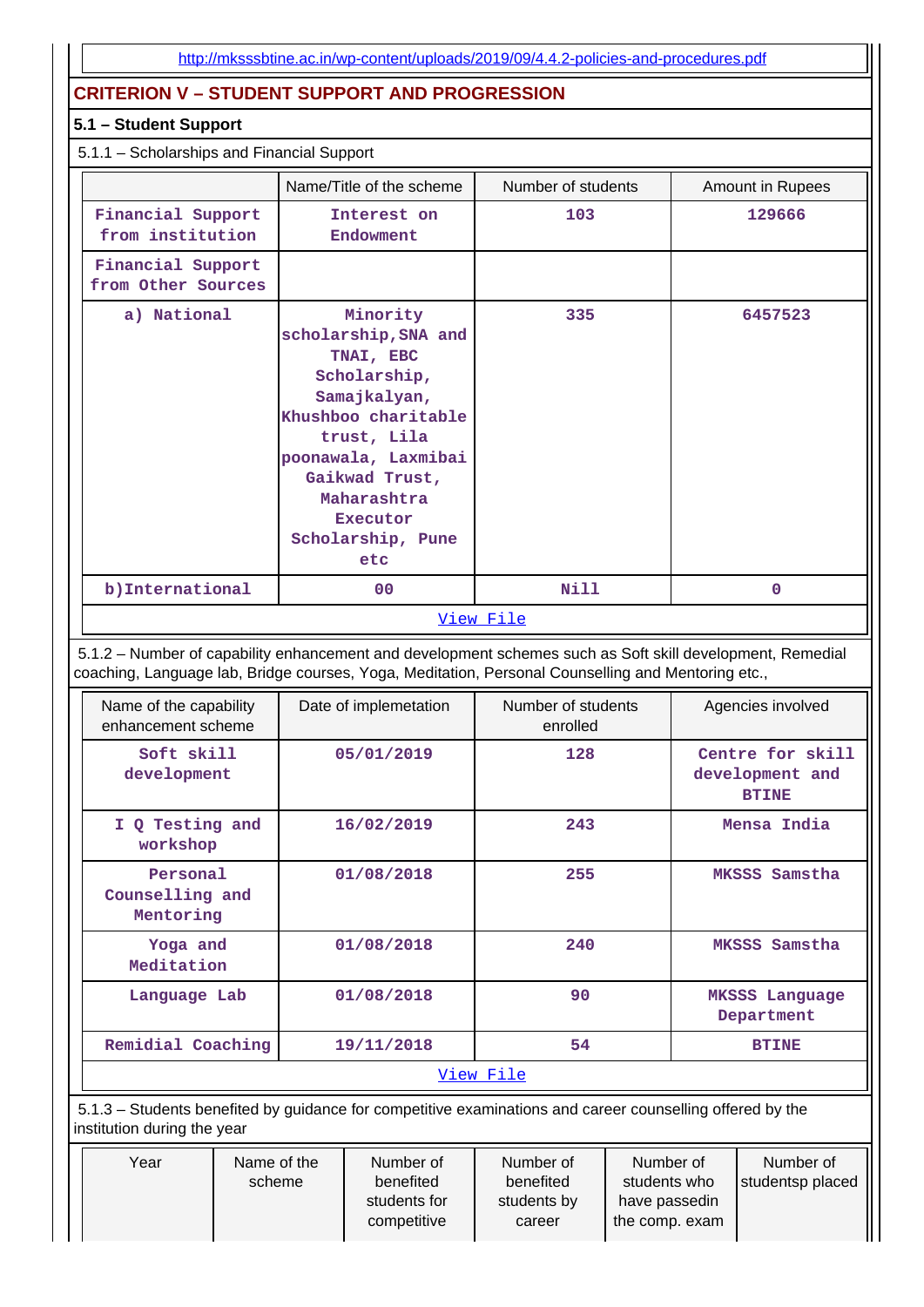http://mksssbtine.ac.in/wp-content/uploads/2019/09/4.4.2-policies-and-procedures.pdf

## CRITERION V – STUDENT SUPPORT AND PROGRESSION

### 5.1 – Student Support

5.1.1 – Scholarships and Financial Support

| | Name/Title of the scheme | Number of students | Amount in Rupees |
|---|---|---|---|
| Financial Support from institution | Interest on Endowment | 103 | 129666 |
| Financial Support from Other Sources | | | |
| a) National | Minority scholarship,SNA and TNAI, EBC Scholarship, Samajkalyan, Khushboo charitable trust, Lila poonawala, Laxmibai Gaikwad Trust, Maharashtra Executor Scholarship, Pune etc | 335 | 6457523 |
| b)International | 00 | Nill | 0 |

View File

5.1.2 – Number of capability enhancement and development schemes such as Soft skill development, Remedial coaching, Language lab, Bridge courses, Yoga, Meditation, Personal Counselling and Mentoring etc.,

| Name of the capability enhancement scheme | Date of implemetation | Number of students enrolled | Agencies involved |
|---|---|---|---|
| Soft skill development | 05/01/2019 | 128 | Centre for skill development and BTINE |
| I Q Testing and workshop | 16/02/2019 | 243 | Mensa India |
| Personal Counselling and Mentoring | 01/08/2018 | 255 | MKSSS Samstha |
| Yoga and Meditation | 01/08/2018 | 240 | MKSSS Samstha |
| Language Lab | 01/08/2018 | 90 | MKSSS Language Department |
| Remidial Coaching | 19/11/2018 | 54 | BTINE |

View File

5.1.3 – Students benefited by guidance for competitive examinations and career counselling offered by the institution during the year

| Year | Name of the scheme | Number of benefited students for competitive | Number of benefited students by career | Number of students who have passedin the comp. exam | Number of studentsp placed |
|---|---|---|---|---|---|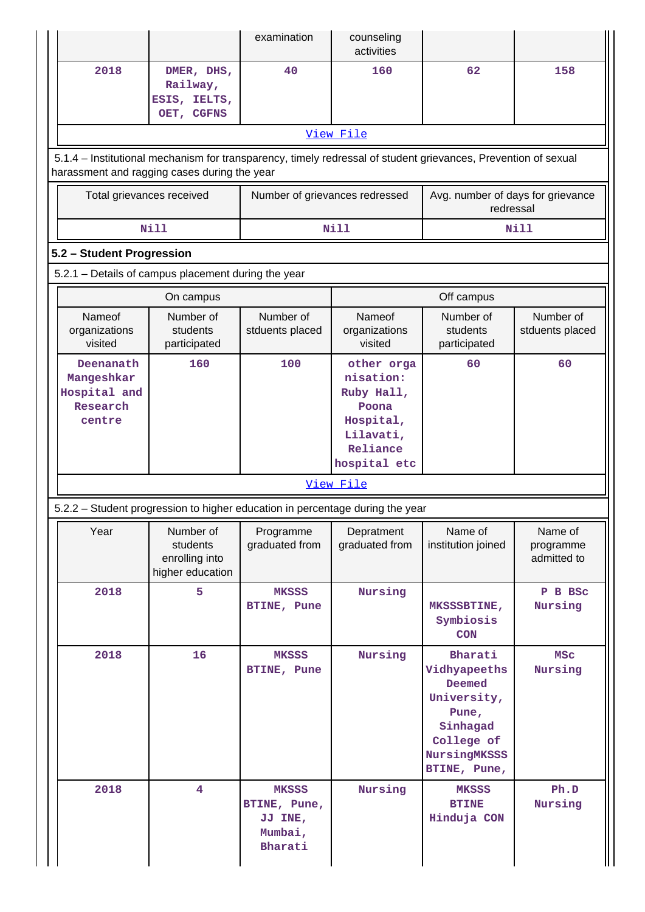| | | examination | counseling activities | | |
|---|---|---|---|---|---|
| 2018 | DMER, DHS, Railway, ESIS, IELTS, OET, CGFNS | 40 | 160 | 62 | 158 |

View File

5.1.4 – Institutional mechanism for transparency, timely redressal of student grievances, Prevention of sexual harassment and ragging cases during the year

| Total grievances received | Number of grievances redressed | Avg. number of days for grievance redressal |
|---|---|---|
| Nill | Nill | Nill |

**5.2 – Student Progression**

5.2.1 – Details of campus placement during the year

| On campus | | | Off campus | | |
|---|---|---|---|---|---|
| Nameof organizations visited | Number of students participated | Number of stduents placed | Nameof organizations visited | Number of students participated | Number of stduents placed |
| Deenanath Mangeshkar Hospital and Research centre | 160 | 100 | other organisation: Ruby Hall, Poona Hospital, Lilavati, Reliance hospital etc | 60 | 60 |

View File

5.2.2 – Student progression to higher education in percentage during the year

| Year | Number of students enrolling into higher education | Programme graduated from | Depratment graduated from | Name of institution joined | Name of programme admitted to |
|---|---|---|---|---|---|
| 2018 | 5 | MKSSS BTINE, Pune | Nursing | MKSSSBTINE, Symbiosis CON | P B BSc Nursing |
| 2018 | 16 | MKSSS BTINE, Pune | Nursing | Bharati Vidhyapeeths Deemed University, Pune, Sinhagad College of NursingMKSSS BTINE, Pune, | MSc Nursing |
| 2018 | 4 | MKSSS BTINE, Pune, JJ INE, Mumbai, Bharati | Nursing | MKSSS BTINE Hinduja CON | Ph.D Nursing |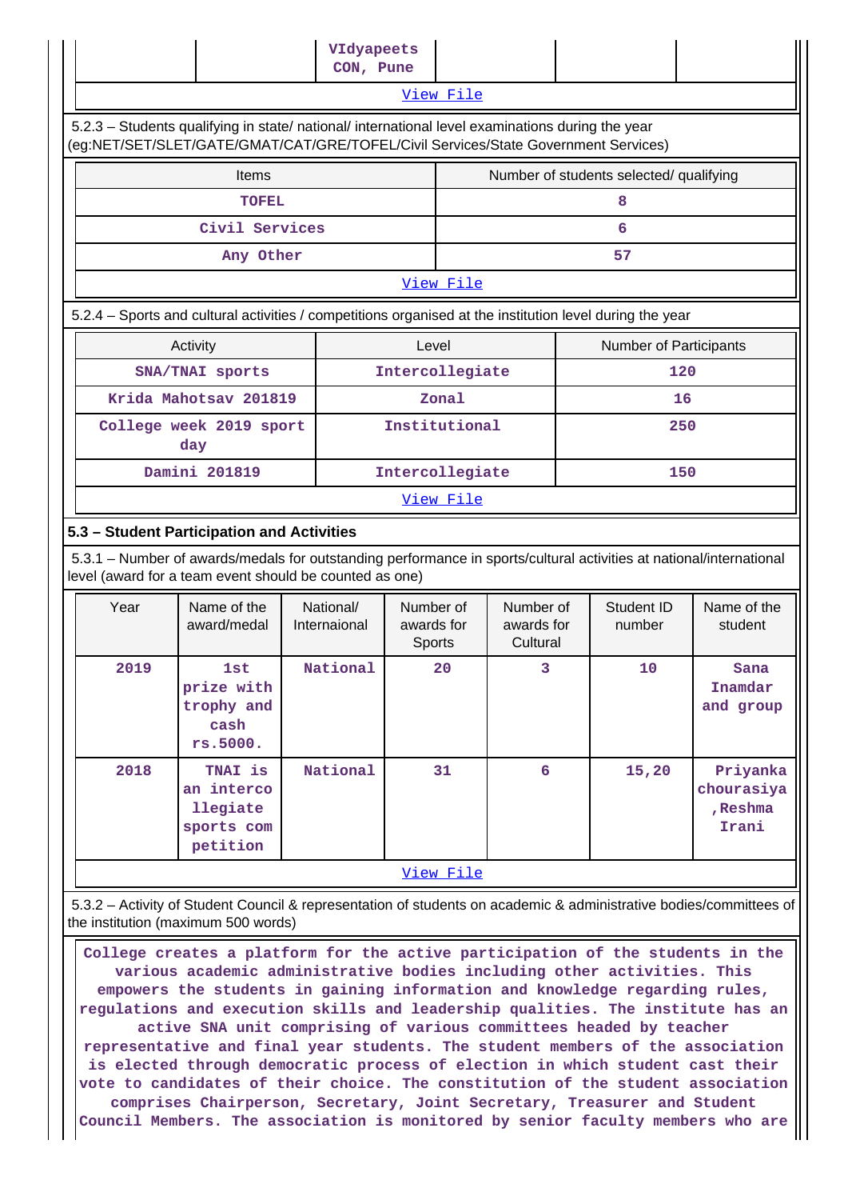| | | VIdyapeets CON, Pune | | | |
|---|---|---|---|---|---|

View File

5.2.3 – Students qualifying in state/ national/ international level examinations during the year (eg:NET/SET/SLET/GATE/GMAT/CAT/GRE/TOFEL/Civil Services/State Government Services)

| Items | Number of students selected/ qualifying |
|---|---|
| TOFEL | 8 |
| Civil Services | 6 |
| Any Other | 57 |

View File

5.2.4 – Sports and cultural activities / competitions organised at the institution level during the year

| Activity | Level | Number of Participants |
|---|---|---|
| SNA/TNAI sports | Intercollegiate | 120 |
| Krida Mahotsav 201819 | Zonal | 16 |
| College week 2019 sport day | Institutional | 250 |
| Damini 201819 | Intercollegiate | 150 |

View File

### 5.3 – Student Participation and Activities

5.3.1 – Number of awards/medals for outstanding performance in sports/cultural activities at national/international level (award for a team event should be counted as one)

| Year | Name of the award/medal | National/ Internaional | Number of awards for Sports | Number of awards for Cultural | Student ID number | Name of the student |
|---|---|---|---|---|---|---|
| 2019 | 1st prize with trophy and cash rs.5000. | National | 20 | 3 | 10 | Sana Inamdar and group |
| 2018 | TNAI is an intercollegiate sports competition | National | 31 | 6 | 15,20 | Priyanka chourasiya ,Reshma Irani |

View File

5.3.2 – Activity of Student Council & representation of students on academic & administrative bodies/committees of the institution (maximum 500 words)

College creates a platform for the active participation of the students in the various academic administrative bodies including other activities. This empowers the students in gaining information and knowledge regarding rules, regulations and execution skills and leadership qualities. The institute has an active SNA unit comprising of various committees headed by teacher representative and final year students. The student members of the association is elected through democratic process of election in which student cast their vote to candidates of their choice. The constitution of the student association comprises Chairperson, Secretary, Joint Secretary, Treasurer and Student Council Members. The association is monitored by senior faculty members who are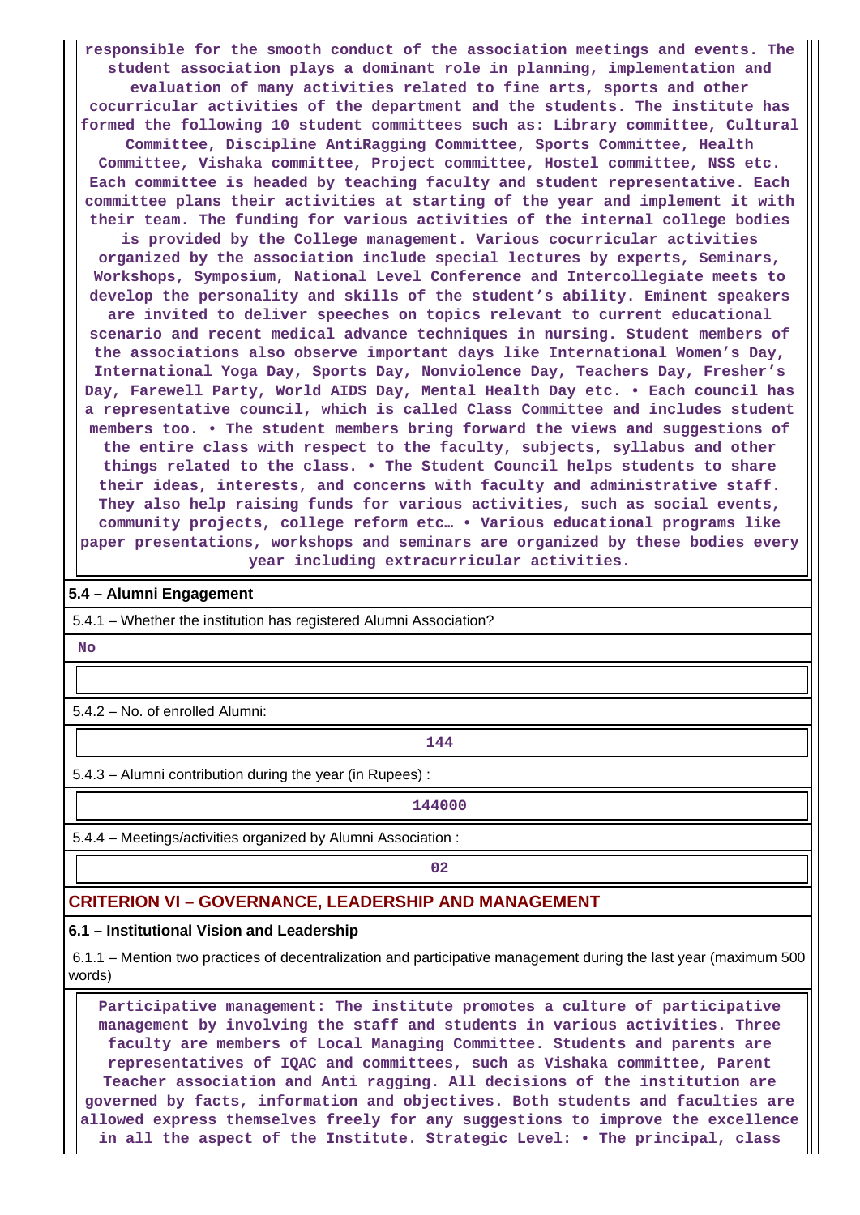responsible for the smooth conduct of the association meetings and events. The student association plays a dominant role in planning, implementation and evaluation of many activities related to fine arts, sports and other cocurricular activities of the department and the students. The institute has formed the following 10 student committees such as: Library committee, Cultural Committee, Discipline AntiRagging Committee, Sports Committee, Health Committee, Vishaka committee, Project committee, Hostel committee, NSS etc. Each committee is headed by teaching faculty and student representative. Each committee plans their activities at starting of the year and implement it with their team. The funding for various activities of the internal college bodies is provided by the College management. Various cocurricular activities organized by the association include special lectures by experts, Seminars, Workshops, Symposium, National Level Conference and Intercollegiate meets to develop the personality and skills of the student's ability. Eminent speakers are invited to deliver speeches on topics relevant to current educational scenario and recent medical advance techniques in nursing. Student members of the associations also observe important days like International Women's Day, International Yoga Day, Sports Day, Nonviolence Day, Teachers Day, Fresher's Day, Farewell Party, World AIDS Day, Mental Health Day etc. • Each council has a representative council, which is called Class Committee and includes student members too. • The student members bring forward the views and suggestions of the entire class with respect to the faculty, subjects, syllabus and other things related to the class. • The Student Council helps students to share their ideas, interests, and concerns with faculty and administrative staff. They also help raising funds for various activities, such as social events, community projects, college reform etc… • Various educational programs like paper presentations, workshops and seminars are organized by these bodies every year including extracurricular activities.

**5.4 – Alumni Engagement**

5.4.1 – Whether the institution has registered Alumni Association?

No

5.4.2 – No. of enrolled Alumni:

144

5.4.3 – Alumni contribution during the year (in Rupees) :

144000

5.4.4 – Meetings/activities organized by Alumni Association :

02

## CRITERION VI – GOVERNANCE, LEADERSHIP AND MANAGEMENT

**6.1 – Institutional Vision and Leadership**

6.1.1 – Mention two practices of decentralization and participative management during the last year (maximum 500 words)

Participative management: The institute promotes a culture of participative management by involving the staff and students in various activities. Three faculty are members of Local Managing Committee. Students and parents are representatives of IQAC and committees, such as Vishaka committee, Parent Teacher association and Anti ragging. All decisions of the institution are governed by facts, information and objectives. Both students and faculties are allowed express themselves freely for any suggestions to improve the excellence in all the aspect of the Institute. Strategic Level: • The principal, class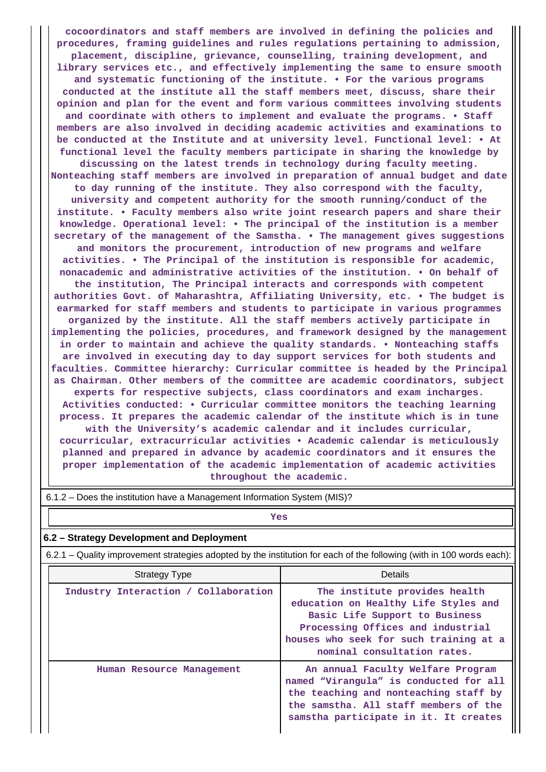cocoordinators and staff members are involved in defining the policies and procedures, framing guidelines and rules regulations pertaining to admission, placement, discipline, grievance, counselling, training development, and library services etc., and effectively implementing the same to ensure smooth and systematic functioning of the institute. • For the various programs conducted at the institute all the staff members meet, discuss, share their opinion and plan for the event and form various committees involving students and coordinate with others to implement and evaluate the programs. • Staff members are also involved in deciding academic activities and examinations to be conducted at the Institute and at university level. Functional level: • At functional level the faculty members participate in sharing the knowledge by discussing on the latest trends in technology during faculty meeting. Nonteaching staff members are involved in preparation of annual budget and date to day running of the institute. They also correspond with the faculty, university and competent authority for the smooth running/conduct of the institute. • Faculty members also write joint research papers and share their knowledge. Operational level: • The principal of the institution is a member secretary of the management of the Samstha. • The management gives suggestions and monitors the procurement, introduction of new programs and welfare activities. • The Principal of the institution is responsible for academic, nonacademic and administrative activities of the institution. • On behalf of the institution, The Principal interacts and corresponds with competent authorities Govt. of Maharashtra, Affiliating University, etc. • The budget is earmarked for staff members and students to participate in various programmes organized by the institute. All the staff members actively participate in implementing the policies, procedures, and framework designed by the management in order to maintain and achieve the quality standards. • Nonteaching staffs are involved in executing day to day support services for both students and faculties. Committee hierarchy: Curricular committee is headed by the Principal as Chairman. Other members of the committee are academic coordinators, subject experts for respective subjects, class coordinators and exam incharges. Activities conducted: • Curricular committee monitors the teaching learning process. It prepares the academic calendar of the institute which is in tune with the University's academic calendar and it includes curricular, cocurricular, extracurricular activities • Academic calendar is meticulously planned and prepared in advance by academic coordinators and it ensures the proper implementation of the academic implementation of academic activities throughout the academic.

6.1.2 – Does the institution have a Management Information System (MIS)?

Yes

### 6.2 – Strategy Development and Deployment

6.2.1 – Quality improvement strategies adopted by the institution for each of the following (with in 100 words each):

| Strategy Type | Details |
|---|---|
| Industry Interaction / Collaboration | The institute provides health education on Healthy Life Styles and Basic Life Support to Business Processing Offices and industrial houses who seek for such training at a nominal consultation rates. |
| Human Resource Management | An annual Faculty Welfare Program named "Virangula" is conducted for all the teaching and nonteaching staff by the samstha. All staff members of the samstha participate in it. It creates |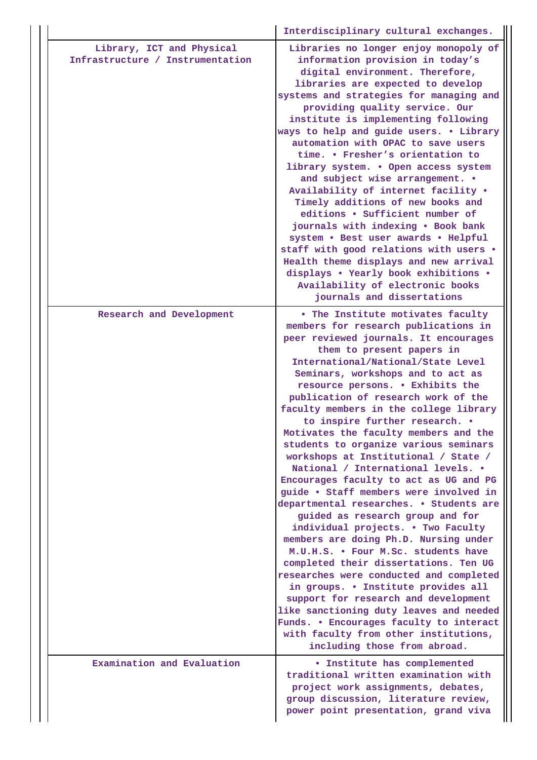| | |
|---|---|
| | Interdisciplinary cultural exchanges. |
| Library, ICT and Physical Infrastructure / Instrumentation | Libraries no longer enjoy monopoly of information provision in today's digital environment. Therefore, libraries are expected to develop systems and strategies for managing and providing quality service. Our institute is implementing following ways to help and guide users. • Library automation with OPAC to save users time. • Fresher's orientation to library system. • Open access system and subject wise arrangement. • Availability of internet facility • Timely additions of new books and editions • Sufficient number of journals with indexing • Book bank system • Best user awards • Helpful staff with good relations with users • Health theme displays and new arrival displays • Yearly book exhibitions • Availability of electronic books journals and dissertations |
| Research and Development | • The Institute motivates faculty members for research publications in peer reviewed journals. It encourages them to present papers in International/National/State Level Seminars, workshops and to act as resource persons. • Exhibits the publication of research work of the faculty members in the college library to inspire further research. • Motivates the faculty members and the students to organize various seminars workshops at Institutional / State / National / International levels. • Encourages faculty to act as UG and PG guide • Staff members were involved in departmental researches. • Students are guided as research group and for individual projects. • Two Faculty members are doing Ph.D. Nursing under M.U.H.S. • Four M.Sc. students have completed their dissertations. Ten UG researches were conducted and completed in groups. • Institute provides all support for research and development like sanctioning duty leaves and needed Funds. • Encourages faculty to interact with faculty from other institutions, including those from abroad. |
| Examination and Evaluation | • Institute has complemented traditional written examination with project work assignments, debates, group discussion, literature review, power point presentation, grand viva |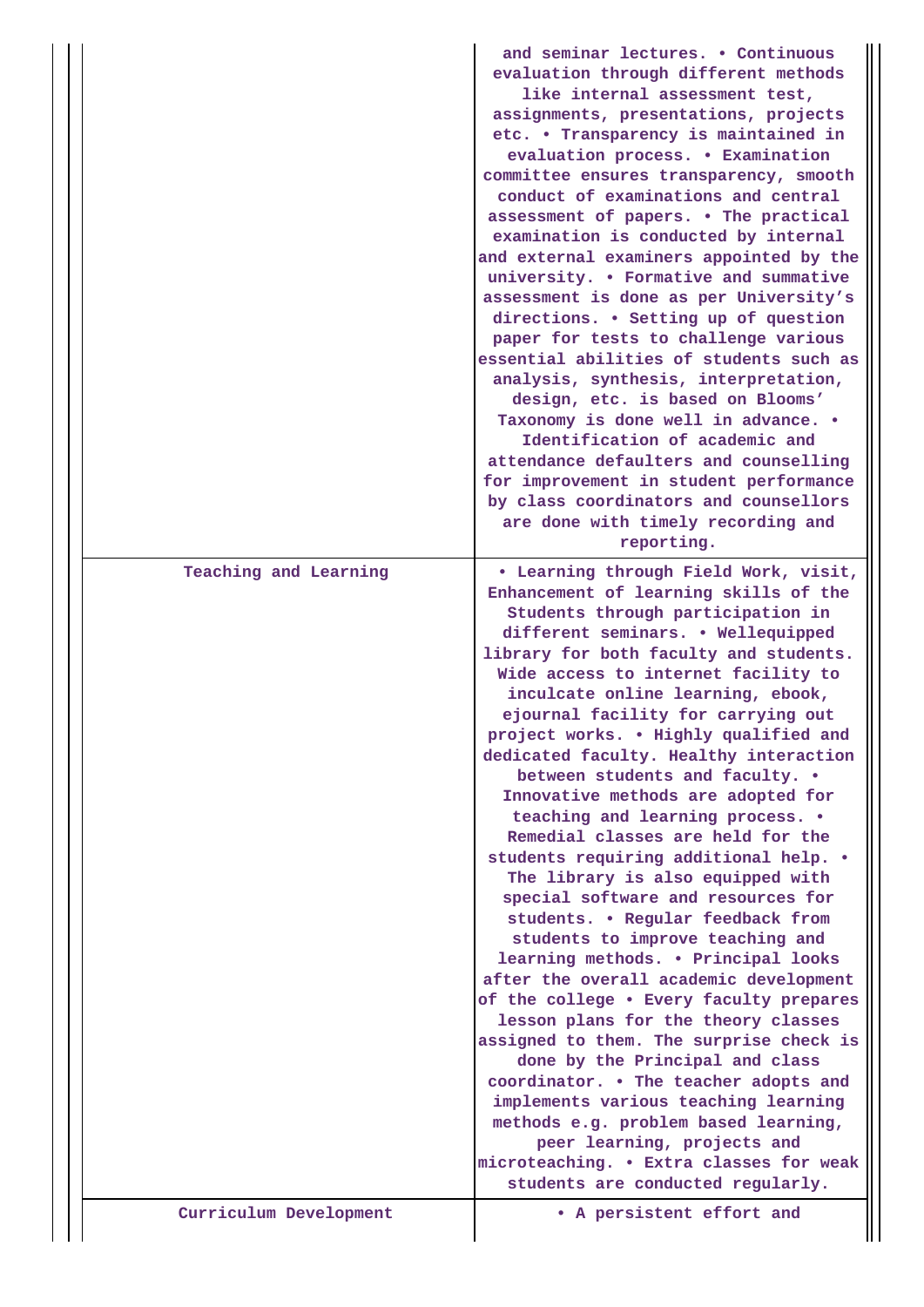|  |  |
|---|---|
|  | and seminar lectures. • Continuous evaluation through different methods like internal assessment test, assignments, presentations, projects etc. • Transparency is maintained in evaluation process. • Examination committee ensures transparency, smooth conduct of examinations and central assessment of papers. • The practical examination is conducted by internal and external examiners appointed by the university. • Formative and summative assessment is done as per University's directions. • Setting up of question paper for tests to challenge various essential abilities of students such as analysis, synthesis, interpretation, design, etc. is based on Blooms' Taxonomy is done well in advance. • Identification of academic and attendance defaulters and counselling for improvement in student performance by class coordinators and counsellors are done with timely recording and reporting. |
| Teaching and Learning | • Learning through Field Work, visit, Enhancement of learning skills of the Students through participation in different seminars. • Wellequipped library for both faculty and students. Wide access to internet facility to inculcate online learning, ebook, ejournal facility for carrying out project works. • Highly qualified and dedicated faculty. Healthy interaction between students and faculty. • Innovative methods are adopted for teaching and learning process. • Remedial classes are held for the students requiring additional help. • The library is also equipped with special software and resources for students. • Regular feedback from students to improve teaching and learning methods. • Principal looks after the overall academic development of the college • Every faculty prepares lesson plans for the theory classes assigned to them. The surprise check is done by the Principal and class coordinator. • The teacher adopts and implements various teaching learning methods e.g. problem based learning, peer learning, projects and microteaching. • Extra classes for weak students are conducted regularly. |
| Curriculum Development | • A persistent effort and |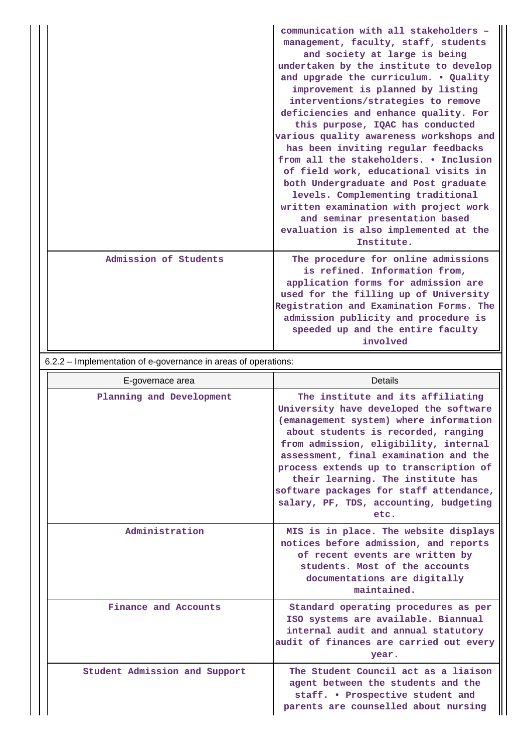| | |
|---|---|
| | communication with all stakeholders – management, faculty, staff, students and society at large is being undertaken by the institute to develop and upgrade the curriculum. • Quality improvement is planned by listing interventions/strategies to remove deficiencies and enhance quality. For this purpose, IQAC has conducted various quality awareness workshops and has been inviting regular feedbacks from all the stakeholders. • Inclusion of field work, educational visits in both Undergraduate and Post graduate levels. Complementing traditional written examination with project work and seminar presentation based evaluation is also implemented at the Institute. |
| Admission of Students | The procedure for online admissions is refined. Information from, application forms for admission are used for the filling up of University Registration and Examination Forms. The admission publicity and procedure is speeded up and the entire faculty involved |

6.2.2 – Implementation of e-governance in areas of operations:

| E-governace area | Details |
|---|---|
| Planning and Development | The institute and its affiliating University have developed the software (emanagement system) where information about students is recorded, ranging from admission, eligibility, internal assessment, final examination and the process extends up to transcription of their learning. The institute has software packages for staff attendance, salary, PF, TDS, accounting, budgeting etc. |
| Administration | MIS is in place. The website displays notices before admission, and reports of recent events are written by students. Most of the accounts documentations are digitally maintained. |
| Finance and Accounts | Standard operating procedures as per ISO systems are available. Biannual internal audit and annual statutory audit of finances are carried out every year. |
| Student Admission and Support | The Student Council act as a liaison agent between the students and the staff. • Prospective student and parents are counselled about nursing |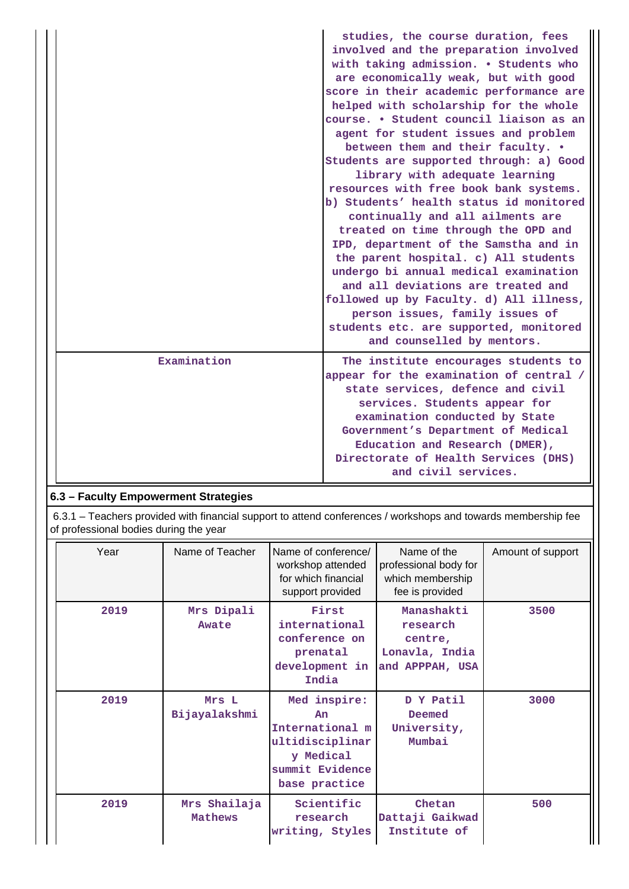| | |
|---|---|
| | studies, the course duration, fees involved and the preparation involved with taking admission. • Students who are economically weak, but with good score in their academic performance are helped with scholarship for the whole course. • Student council liaison as an agent for student issues and problem between them and their faculty. • Students are supported through: a) Good library with adequate learning resources with free book bank systems. b) Students' health status id monitored continually and all ailments are treated on time through the OPD and IPD, department of the Samstha and in the parent hospital. c) All students undergo bi annual medical examination and all deviations are treated and followed up by Faculty. d) All illness, person issues, family issues of students etc. are supported, monitored and counselled by mentors. |
| Examination | The institute encourages students to appear for the examination of central / state services, defence and civil services. Students appear for examination conducted by State Government's Department of Medical Education and Research (DMER), Directorate of Health Services (DHS) and civil services. |

## 6.3 – Faculty Empowerment Strategies

6.3.1 – Teachers provided with financial support to attend conferences / workshops and towards membership fee of professional bodies during the year

| Year | Name of Teacher | Name of conference/ workshop attended for which financial support provided | Name of the professional body for which membership fee is provided | Amount of support |
|---|---|---|---|---|
| 2019 | Mrs Dipali Awate | First international conference on prenatal development in India | Manashakti research centre, Lonavla, India and APPPAH, USA | 3500 |
| 2019 | Mrs L Bijayalakshmi | Med inspire: An International multidisciplinary Medical summit Evidence base practice | D Y Patil Deemed University, Mumbai | 3000 |
| 2019 | Mrs Shailaja Mathews | Scientific research writing, Styles | Chetan Dattaji Gaikwad Institute of | 500 |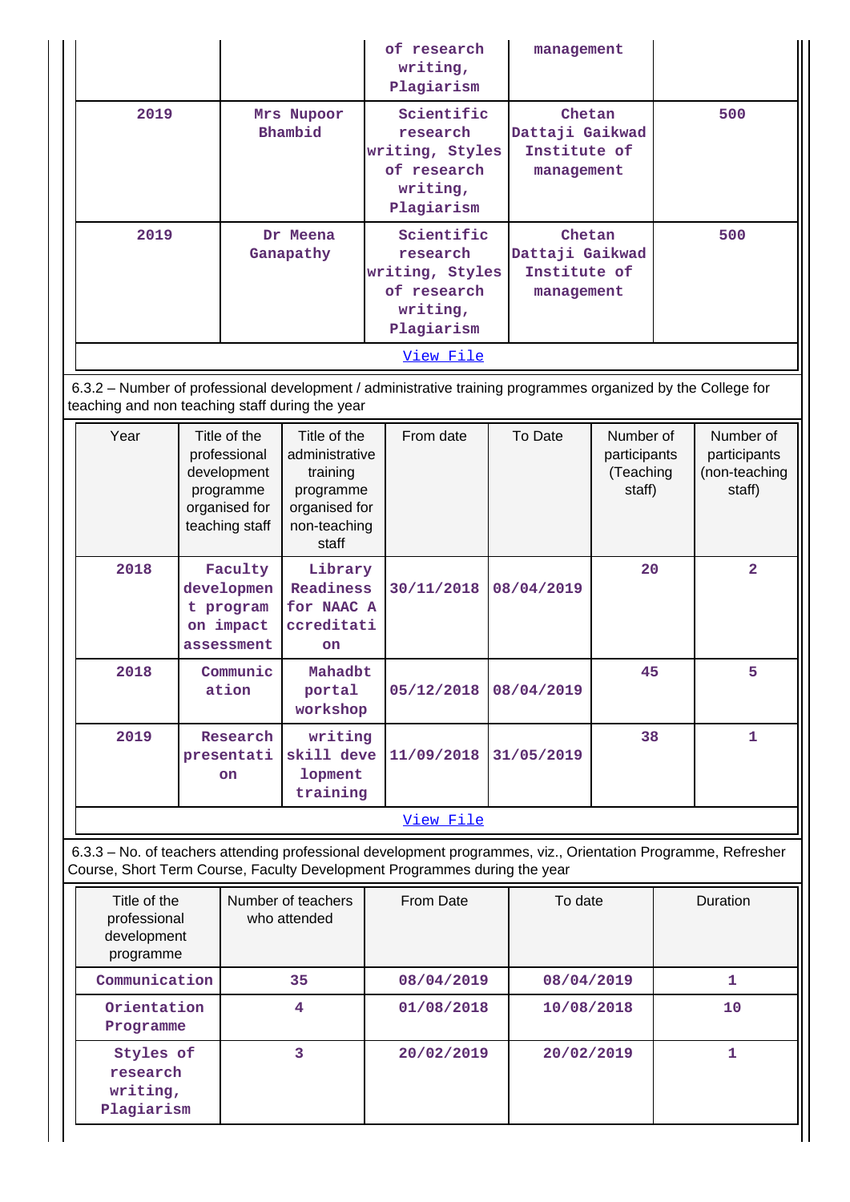| | | of research writing, Plagiarism | management | |
|---|---|---|---|---|
| 2019 | Mrs Nupoor Bhambid | Scientific research writing, Styles of research writing, Plagiarism | Chetan Dattaji Gaikwad Institute of management | 500 |
| 2019 | Dr Meena Ganapathy | Scientific research writing, Styles of research writing, Plagiarism | Chetan Dattaji Gaikwad Institute of management | 500 |

View File

6.3.2 – Number of professional development / administrative training programmes organized by the College for teaching and non teaching staff during the year

| Year | Title of the professional development programme organised for teaching staff | Title of the administrative training programme organised for non-teaching staff | From date | To Date | Number of participants (Teaching staff) | Number of participants (non-teaching staff) |
|---|---|---|---|---|---|---|
| 2018 | Faculty development program on impact assessment | Library Readiness for NAAC Accreditation | 30/11/2018 | 08/04/2019 | 20 | 2 |
| 2018 | Communication | Mahadbt portal workshop | 05/12/2018 | 08/04/2019 | 45 | 5 |
| 2019 | Research presentation | writing skill development training | 11/09/2018 | 31/05/2019 | 38 | 1 |

View File

6.3.3 – No. of teachers attending professional development programmes, viz., Orientation Programme, Refresher Course, Short Term Course, Faculty Development Programmes during the year

| Title of the professional development programme | Number of teachers who attended | From Date | To date | Duration |
|---|---|---|---|---|
| Communication | 35 | 08/04/2019 | 08/04/2019 | 1 |
| Orientation Programme | 4 | 01/08/2018 | 10/08/2018 | 10 |
| Styles of research writing, Plagiarism | 3 | 20/02/2019 | 20/02/2019 | 1 |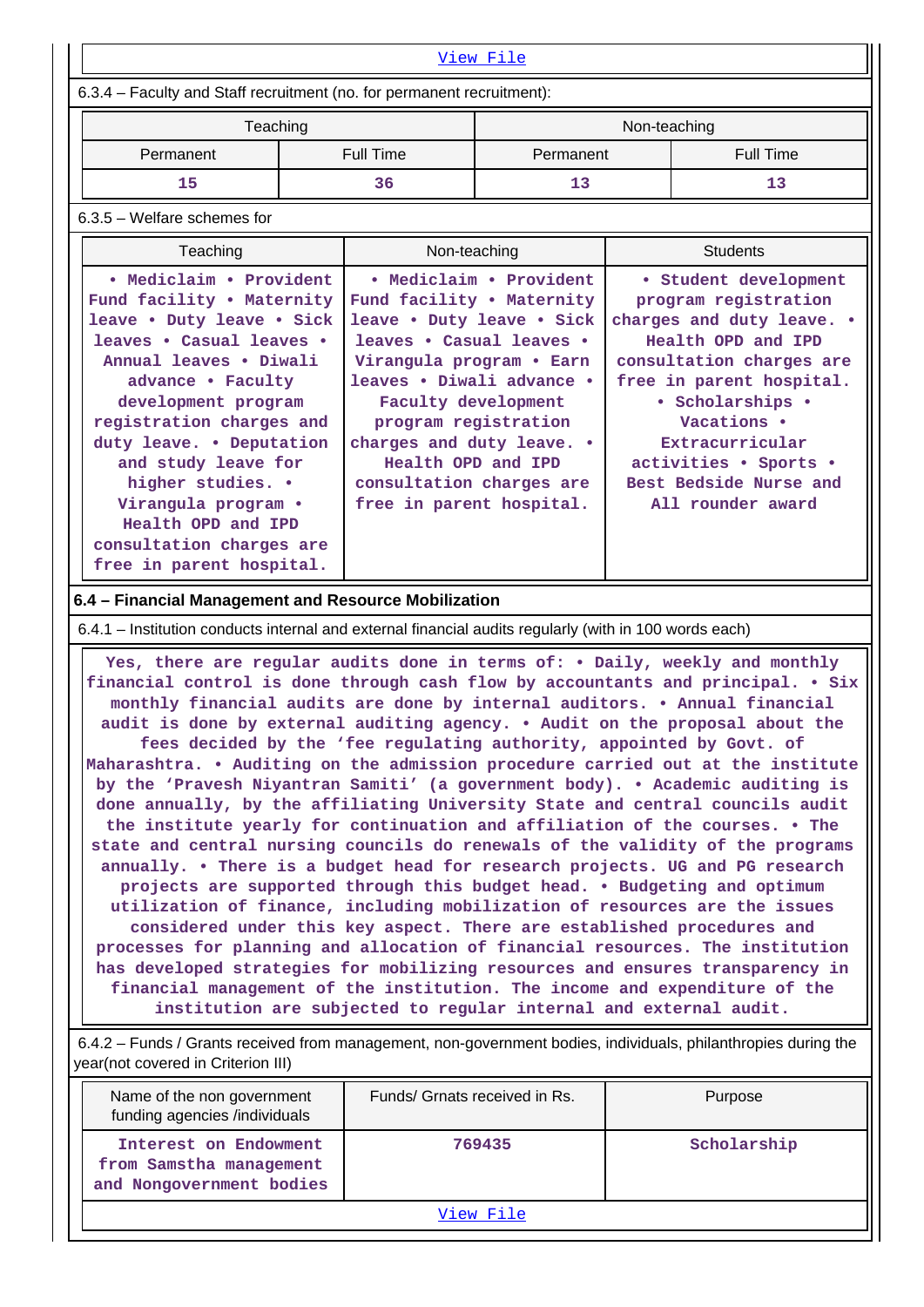[View File](#)

6.3.4 – Faculty and Staff recruitment (no. for permanent recruitment):

| Teaching | | Non-teaching | |
|---|---|---|---|
| Permanent | Full Time | Permanent | Full Time |
| 15 | 36 | 13 | 13 |

6.3.5 – Welfare schemes for

| Teaching | Non-teaching | Students |
|---|---|---|
| • Mediclaim • Provident Fund facility • Maternity leave • Duty leave • Sick leaves • Casual leaves • Annual leaves • Diwali advance • Faculty development program registration charges and duty leave. • Deputation and study leave for higher studies. • Virangula program • Health OPD and IPD consultation charges are free in parent hospital. | • Mediclaim • Provident Fund facility • Maternity leave • Duty leave • Sick leaves • Casual leaves • Virangula program • Earn leaves • Diwali advance • Faculty development program registration charges and duty leave. • Health OPD and IPD consultation charges are free in parent hospital. | • Student development program registration charges and duty leave. • Health OPD and IPD consultation charges are free in parent hospital. • Scholarships • Vacations • Extracurricular activities • Sports • Best Bedside Nurse and All rounder award |

**6.4 – Financial Management and Resource Mobilization**

6.4.1 – Institution conducts internal and external financial audits regularly (with in 100 words each)

Yes, there are regular audits done in terms of: • Daily, weekly and monthly financial control is done through cash flow by accountants and principal. • Six monthly financial audits are done by internal auditors. • Annual financial audit is done by external auditing agency. • Audit on the proposal about the fees decided by the 'fee regulating authority, appointed by Govt. of Maharashtra. • Auditing on the admission procedure carried out at the institute by the 'Pravesh Niyantran Samiti' (a government body). • Academic auditing is done annually, by the affiliating University State and central councils audit the institute yearly for continuation and affiliation of the courses. • The state and central nursing councils do renewals of the validity of the programs annually. • There is a budget head for research projects. UG and PG research projects are supported through this budget head. • Budgeting and optimum utilization of finance, including mobilization of resources are the issues considered under this key aspect. There are established procedures and processes for planning and allocation of financial resources. The institution has developed strategies for mobilizing resources and ensures transparency in financial management of the institution. The income and expenditure of the institution are subjected to regular internal and external audit.

6.4.2 – Funds / Grants received from management, non-government bodies, individuals, philanthropies during the year(not covered in Criterion III)

| Name of the non government funding agencies /individuals | Funds/ Grnats received in Rs. | Purpose |
|---|---|---|
| Interest on Endowment from Samstha management and Nongovernment bodies | 769435 | Scholarship |

[View File](#)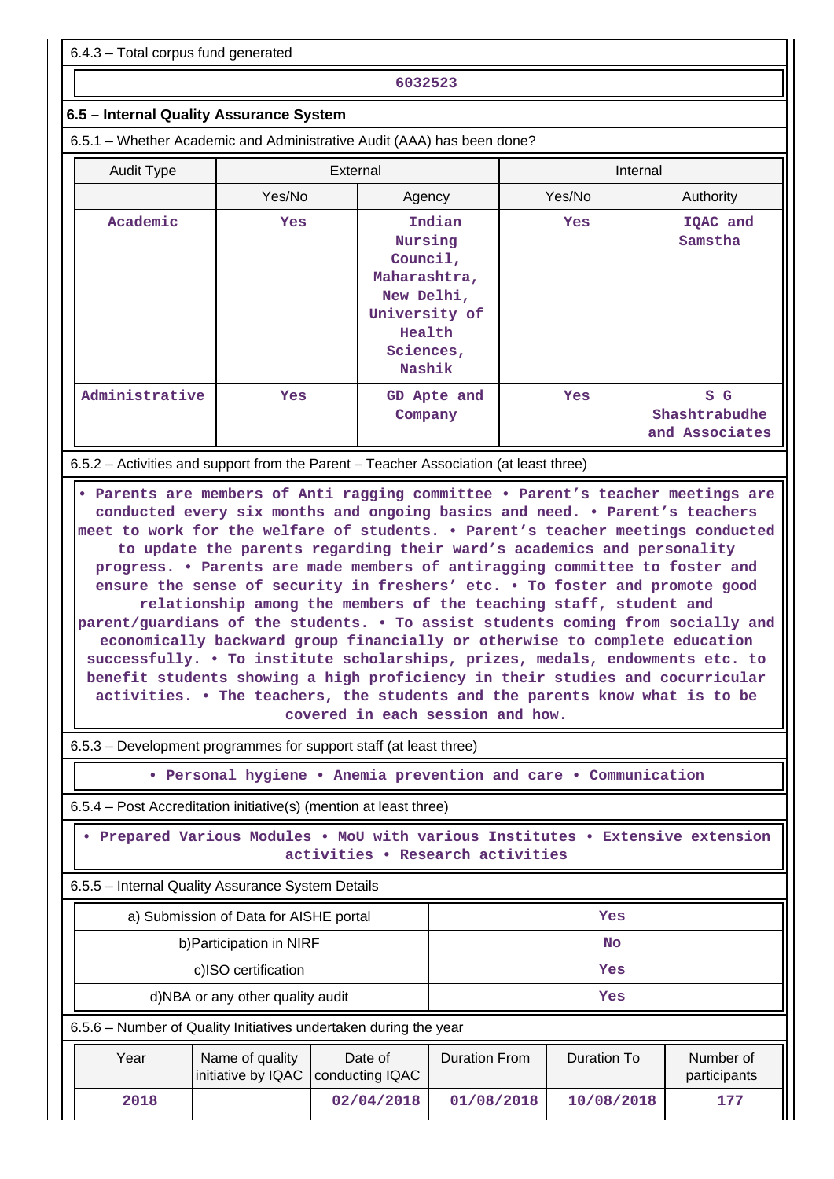6.4.3 – Total corpus fund generated

| 6032523 |
|---|

## 6.5 – Internal Quality Assurance System

6.5.1 – Whether Academic and Administrative Audit (AAA) has been done?

| Audit Type | External | | Internal | |
|---|---|---|---|---|
| | Yes/No | Agency | Yes/No | Authority |
| Academic | Yes | Indian Nursing Council, Maharashtra, New Delhi, University of Health Sciences, Nashik | Yes | IQAC and Samstha |
| Administrative | Yes | GD Apte and Company | Yes | S G Shashtrabudhe and Associates |

6.5.2 – Activities and support from the Parent – Teacher Association (at least three)

• Parents are members of Anti ragging committee • Parent's teacher meetings are conducted every six months and ongoing basics and need. • Parent's teachers meet to work for the welfare of students. • Parent's teacher meetings conducted to update the parents regarding their ward's academics and personality progress. • Parents are made members of antiragging committee to foster and ensure the sense of security in freshers' etc. • To foster and promote good relationship among the members of the teaching staff, student and parent/guardians of the students. • To assist students coming from socially and economically backward group financially or otherwise to complete education successfully. • To institute scholarships, prizes, medals, endowments etc. to benefit students showing a high proficiency in their studies and cocurricular activities. • The teachers, the students and the parents know what is to be covered in each session and how.

6.5.3 – Development programmes for support staff (at least three)

• Personal hygiene • Anemia prevention and care • Communication

6.5.4 – Post Accreditation initiative(s) (mention at least three)

• Prepared Various Modules • MoU with various Institutes • Extensive extension activities • Research activities

6.5.5 – Internal Quality Assurance System Details

| | |
|---|---|
| a) Submission of Data for AISHE portal | Yes |
| b)Participation in NIRF | No |
| c)ISO certification | Yes |
| d)NBA or any other quality audit | Yes |

6.5.6 – Number of Quality Initiatives undertaken during the year

| Year | Name of quality initiative by IQAC | Date of conducting IQAC | Duration From | Duration To | Number of participants |
|---|---|---|---|---|---|
| 2018 | | 02/04/2018 | 01/08/2018 | 10/08/2018 | 177 |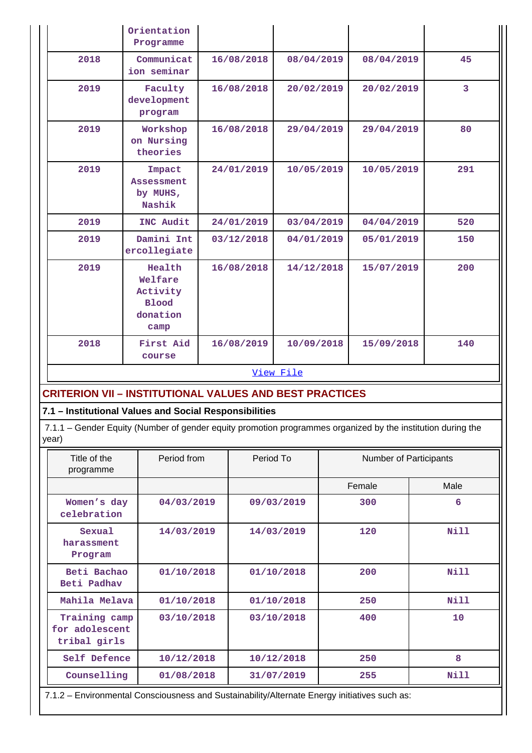| | Orientation Programme | | | | |
|---|---|---|---|---|---|
| 2018 | Communication seminar | 16/08/2018 | 08/04/2019 | 08/04/2019 | 45 |
| 2019 | Faculty development program | 16/08/2018 | 20/02/2019 | 20/02/2019 | 3 |
| 2019 | Workshop on Nursing theories | 16/08/2018 | 29/04/2019 | 29/04/2019 | 80 |
| 2019 | Impact Assessment by MUHS, Nashik | 24/01/2019 | 10/05/2019 | 10/05/2019 | 291 |
| 2019 | INC Audit | 24/01/2019 | 03/04/2019 | 04/04/2019 | 520 |
| 2019 | Damini Intercollegiate | 03/12/2018 | 04/01/2019 | 05/01/2019 | 150 |
| 2019 | Health Welfare Activity Blood donation camp | 16/08/2018 | 14/12/2018 | 15/07/2019 | 200 |
| 2018 | First Aid course | 16/08/2019 | 10/09/2018 | 15/09/2018 | 140 |

View File

## CRITERION VII – INSTITUTIONAL VALUES AND BEST PRACTICES

### 7.1 – Institutional Values and Social Responsibilities

7.1.1 – Gender Equity (Number of gender equity promotion programmes organized by the institution during the year)

| Title of the programme | Period from | Period To | Number of Participants | |
|---|---|---|---|---|
| | | | Female | Male |
| Women's day celebration | 04/03/2019 | 09/03/2019 | 300 | 6 |
| Sexual harassment Program | 14/03/2019 | 14/03/2019 | 120 | Nill |
| Beti Bachao Beti Padhav | 01/10/2018 | 01/10/2018 | 200 | Nill |
| Mahila Melava | 01/10/2018 | 01/10/2018 | 250 | Nill |
| Training camp for adolescent tribal girls | 03/10/2018 | 03/10/2018 | 400 | 10 |
| Self Defence | 10/12/2018 | 10/12/2018 | 250 | 8 |
| Counselling | 01/08/2018 | 31/07/2019 | 255 | Nill |

7.1.2 – Environmental Consciousness and Sustainability/Alternate Energy initiatives such as: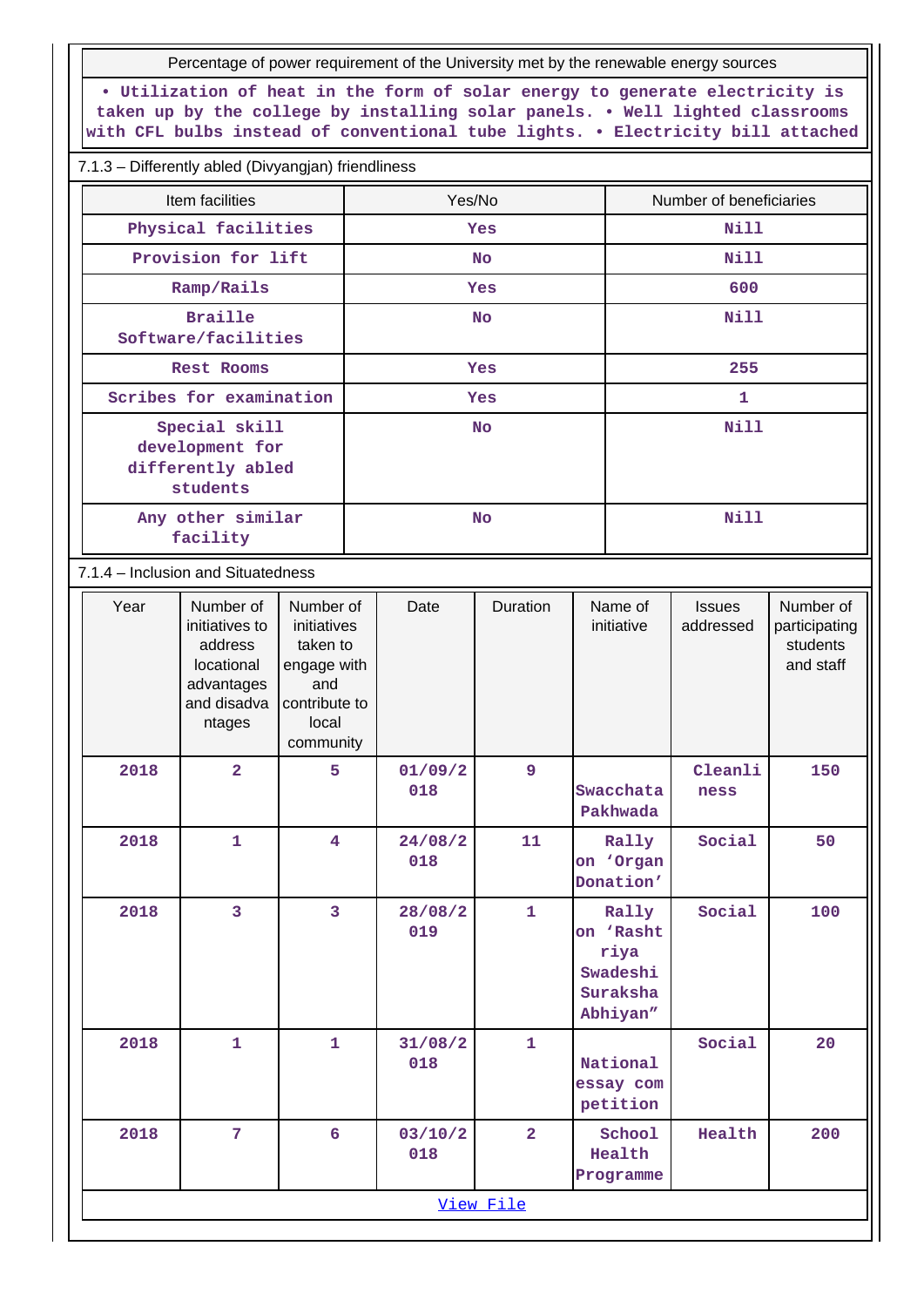| Percentage of power requirement of the University met by the renewable energy sources |
|---|
| • Utilization of heat in the form of solar energy to generate electricity is taken up by the college by installing solar panels. • Well lighted classrooms with CFL bulbs instead of conventional tube lights. • Electricity bill attached |

7.1.3 – Differently abled (Divyangjan) friendliness

| Item facilities | Yes/No | Number of beneficiaries |
|---|---|---|
| Physical facilities | Yes | Nill |
| Provision for lift | No | Nill |
| Ramp/Rails | Yes | 600 |
| Braille Software/facilities | No | Nill |
| Rest Rooms | Yes | 255 |
| Scribes for examination | Yes | 1 |
| Special skill development for differently abled students | No | Nill |
| Any other similar facility | No | Nill |

7.1.4 – Inclusion and Situatedness

| Year | Number of initiatives to address locational advantages and disadvantages | Number of initiatives taken to engage with and contribute to local community | Date | Duration | Name of initiative | Issues addressed | Number of participating students and staff |
|---|---|---|---|---|---|---|---|
| 2018 | 2 | 5 | 01/09/2018 | 9 | Swacchata Pakhwada | Cleanliness | 150 |
| 2018 | 1 | 4 | 24/08/2018 | 11 | Rally on 'Organ Donation' | Social | 50 |
| 2018 | 3 | 3 | 28/08/2019 | 1 | Rally on 'Rashtriya Swadeshi Suraksha Abhiyan" | Social | 100 |
| 2018 | 1 | 1 | 31/08/2018 | 1 | National essay competition | Social | 20 |
| 2018 | 7 | 6 | 03/10/2018 | 2 | School Health Programme | Health | 200 |

View File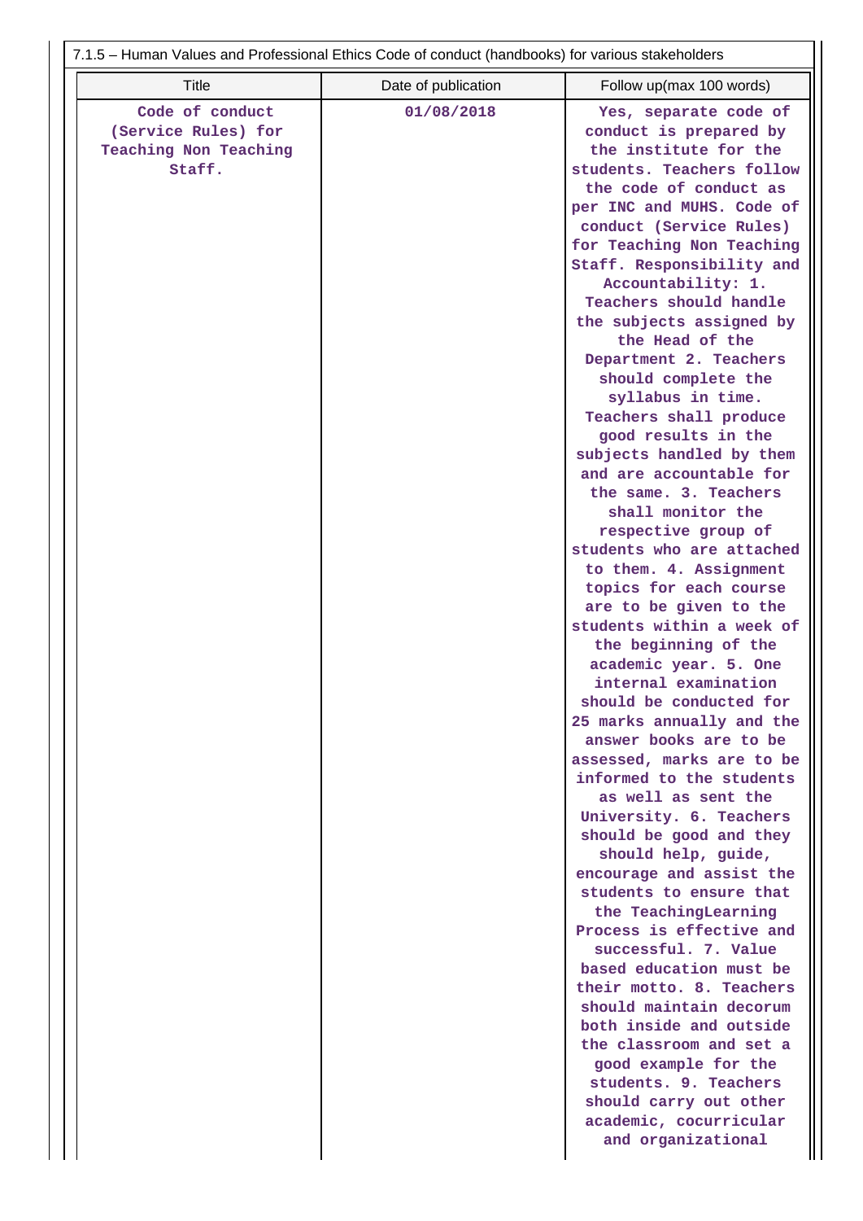7.1.5 – Human Values and Professional Ethics Code of conduct (handbooks) for various stakeholders

| Title | Date of publication | Follow up(max 100 words) |
|---|---|---|
| Code of conduct (Service Rules) for Teaching Non Teaching Staff. | 01/08/2018 | Yes, separate code of conduct is prepared by the institute for the students. Teachers follow the code of conduct as per INC and MUHS. Code of conduct (Service Rules) for Teaching Non Teaching Staff. Responsibility and Accountability: 1. Teachers should handle the subjects assigned by the Head of the Department 2. Teachers should complete the syllabus in time. Teachers shall produce good results in the subjects handled by them and are accountable for the same. 3. Teachers shall monitor the respective group of students who are attached to them. 4. Assignment topics for each course are to be given to the students within a week of the beginning of the academic year. 5. One internal examination should be conducted for 25 marks annually and the answer books are to be assessed, marks are to be informed to the students as well as sent the University. 6. Teachers should be good and they should help, guide, encourage and assist the students to ensure that the TeachingLearning Process is effective and successful. 7. Value based education must be their motto. 8. Teachers should maintain decorum both inside and outside the classroom and set a good example for the students. 9. Teachers should carry out other academic, cocurricular and organizational |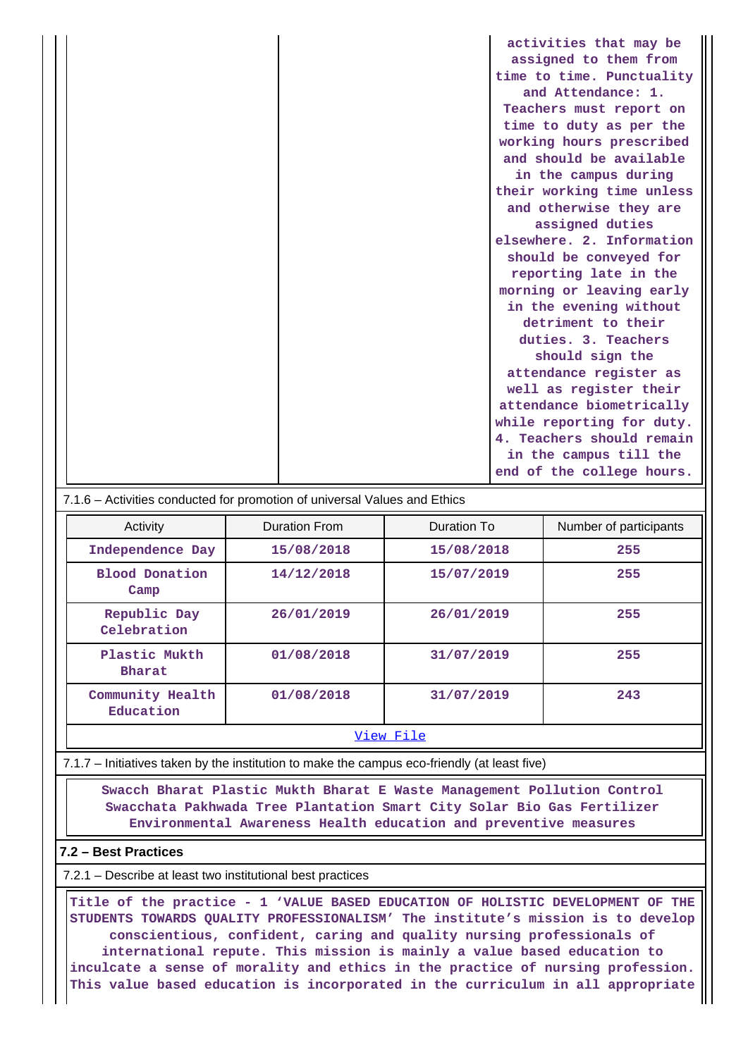| | | activities that may be assigned to them from time to time. Punctuality and Attendance: 1. Teachers must report on time to duty as per the working hours prescribed and should be available in the campus during their working time unless and otherwise they are assigned duties elsewhere. 2. Information should be conveyed for reporting late in the morning or leaving early in the evening without detriment to their duties. 3. Teachers should sign the attendance register as well as register their attendance biometrically while reporting for duty. 4. Teachers should remain in the campus till the end of the college hours. |
|---|---|---|

7.1.6 – Activities conducted for promotion of universal Values and Ethics

| Activity | Duration From | Duration To | Number of participants |
|---|---|---|---|
| Independence Day | 15/08/2018 | 15/08/2018 | 255 |
| Blood Donation Camp | 14/12/2018 | 15/07/2019 | 255 |
| Republic Day Celebration | 26/01/2019 | 26/01/2019 | 255 |
| Plastic Mukth Bharat | 01/08/2018 | 31/07/2019 | 255 |
| Community Health Education | 01/08/2018 | 31/07/2019 | 243 |

View File

7.1.7 – Initiatives taken by the institution to make the campus eco-friendly (at least five)

Swacch Bharat Plastic Mukth Bharat E Waste Management Pollution Control Swacchata Pakhwada Tree Plantation Smart City Solar Bio Gas Fertilizer Environmental Awareness Health education and preventive measures

**7.2 – Best Practices**

7.2.1 – Describe at least two institutional best practices

Title of the practice - 1 'VALUE BASED EDUCATION OF HOLISTIC DEVELOPMENT OF THE STUDENTS TOWARDS QUALITY PROFESSIONALISM' The institute's mission is to develop conscientious, confident, caring and quality nursing professionals of international repute. This mission is mainly a value based education to inculcate a sense of morality and ethics in the practice of nursing profession. This value based education is incorporated in the curriculum in all appropriate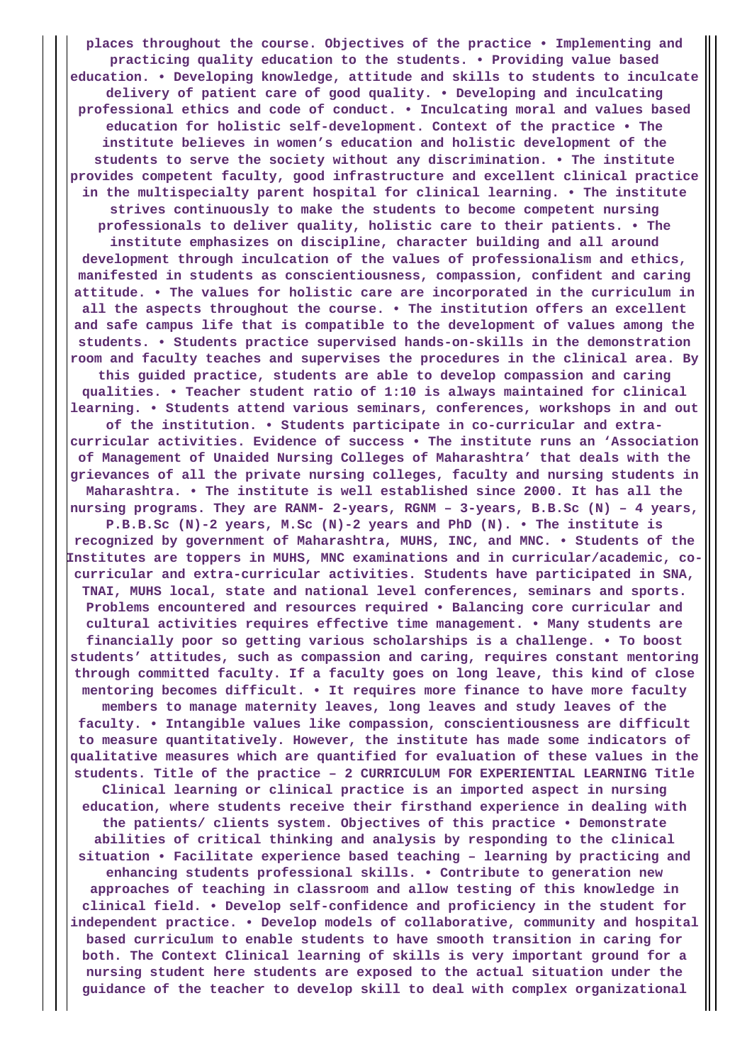**places throughout the course. Objectives of the practice • Implementing and practicing quality education to the students. • Providing value based education. • Developing knowledge, attitude and skills to students to inculcate delivery of patient care of good quality. • Developing and inculcating professional ethics and code of conduct. • Inculcating moral and values based education for holistic self-development. Context of the practice • The institute believes in women's education and holistic development of the students to serve the society without any discrimination. • The institute provides competent faculty, good infrastructure and excellent clinical practice in the multispecialty parent hospital for clinical learning. • The institute strives continuously to make the students to become competent nursing professionals to deliver quality, holistic care to their patients. • The institute emphasizes on discipline, character building and all around development through inculcation of the values of professionalism and ethics, manifested in students as conscientiousness, compassion, confident and caring attitude. • The values for holistic care are incorporated in the curriculum in all the aspects throughout the course. • The institution offers an excellent and safe campus life that is compatible to the development of values among the students. • Students practice supervised hands-on-skills in the demonstration room and faculty teaches and supervises the procedures in the clinical area. By this guided practice, students are able to develop compassion and caring qualities. • Teacher student ratio of 1:10 is always maintained for clinical learning. • Students attend various seminars, conferences, workshops in and out of the institution. • Students participate in co-curricular and extra-curricular activities. Evidence of success • The institute runs an 'Association of Management of Unaided Nursing Colleges of Maharashtra' that deals with the grievances of all the private nursing colleges, faculty and nursing students in Maharashtra. • The institute is well established since 2000. It has all the nursing programs. They are RANM- 2-years, RGNM – 3-years, B.B.Sc (N) – 4 years, P.B.B.Sc (N)-2 years, M.Sc (N)-2 years and PhD (N). • The institute is recognized by government of Maharashtra, MUHS, INC, and MNC. • Students of the Institutes are toppers in MUHS, MNC examinations and in curricular/academic, co-curricular and extra-curricular activities. Students have participated in SNA, TNAI, MUHS local, state and national level conferences, seminars and sports. Problems encountered and resources required • Balancing core curricular and cultural activities requires effective time management. • Many students are financially poor so getting various scholarships is a challenge. • To boost students' attitudes, such as compassion and caring, requires constant mentoring through committed faculty. If a faculty goes on long leave, this kind of close mentoring becomes difficult. • It requires more finance to have more faculty members to manage maternity leaves, long leaves and study leaves of the faculty. • Intangible values like compassion, conscientiousness are difficult to measure quantitatively. However, the institute has made some indicators of qualitative measures which are quantified for evaluation of these values in the students. Title of the practice – 2 CURRICULUM FOR EXPERIENTIAL LEARNING Title Clinical learning or clinical practice is an imported aspect in nursing education, where students receive their firsthand experience in dealing with the patients/ clients system. Objectives of this practice • Demonstrate abilities of critical thinking and analysis by responding to the clinical situation • Facilitate experience based teaching – learning by practicing and enhancing students professional skills. • Contribute to generation new approaches of teaching in classroom and allow testing of this knowledge in clinical field. • Develop self-confidence and proficiency in the student for independent practice. • Develop models of collaborative, community and hospital based curriculum to enable students to have smooth transition in caring for both. The Context Clinical learning of skills is very important ground for a nursing student here students are exposed to the actual situation under the guidance of the teacher to develop skill to deal with complex organizational**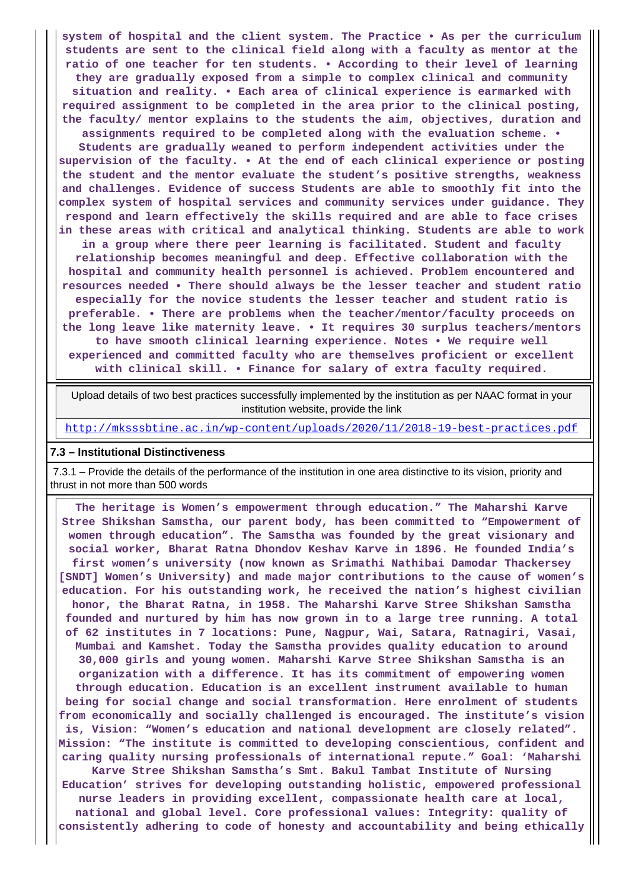**system of hospital and the client system. The Practice • As per the curriculum students are sent to the clinical field along with a faculty as mentor at the ratio of one teacher for ten students. • According to their level of learning they are gradually exposed from a simple to complex clinical and community situation and reality. • Each area of clinical experience is earmarked with required assignment to be completed in the area prior to the clinical posting, the faculty/ mentor explains to the students the aim, objectives, duration and assignments required to be completed along with the evaluation scheme. • Students are gradually weaned to perform independent activities under the supervision of the faculty. • At the end of each clinical experience or posting the student and the mentor evaluate the student's positive strengths, weakness and challenges. Evidence of success Students are able to smoothly fit into the complex system of hospital services and community services under guidance. They respond and learn effectively the skills required and are able to face crises in these areas with critical and analytical thinking. Students are able to work in a group where there peer learning is facilitated. Student and faculty relationship becomes meaningful and deep. Effective collaboration with the hospital and community health personnel is achieved. Problem encountered and resources needed • There should always be the lesser teacher and student ratio especially for the novice students the lesser teacher and student ratio is preferable. • There are problems when the teacher/mentor/faculty proceeds on the long leave like maternity leave. • It requires 30 surplus teachers/mentors to have smooth clinical learning experience. Notes • We require well experienced and committed faculty who are themselves proficient or excellent with clinical skill. • Finance for salary of extra faculty required.**

| Upload details of two best practices successfully implemented by the institution as per NAAC format in your institution website, provide the link |
|---|
| http://mksssbtine.ac.in/wp-content/uploads/2020/11/2018-19-best-practices.pdf |

### 7.3 – Institutional Distinctiveness

7.3.1 – Provide the details of the performance of the institution in one area distinctive to its vision, priority and thrust in not more than 500 words

**The heritage is Women's empowerment through education." The Maharshi Karve Stree Shikshan Samstha, our parent body, has been committed to "Empowerment of women through education". The Samstha was founded by the great visionary and social worker, Bharat Ratna Dhondov Keshav Karve in 1896. He founded India's first women's university (now known as Srimathi Nathibai Damodar Thackersey [SNDT] Women's University) and made major contributions to the cause of women's education. For his outstanding work, he received the nation's highest civilian honor, the Bharat Ratna, in 1958. The Maharshi Karve Stree Shikshan Samstha founded and nurtured by him has now grown in to a large tree running. A total of 62 institutes in 7 locations: Pune, Nagpur, Wai, Satara, Ratnagiri, Vasai, Mumbai and Kamshet. Today the Samstha provides quality education to around 30,000 girls and young women. Maharshi Karve Stree Shikshan Samstha is an organization with a difference. It has its commitment of empowering women through education. Education is an excellent instrument available to human being for social change and social transformation. Here enrolment of students from economically and socially challenged is encouraged. The institute's vision is, Vision: "Women's education and national development are closely related". Mission: "The institute is committed to developing conscientious, confident and caring quality nursing professionals of international repute." Goal: 'Maharshi Karve Stree Shikshan Samstha's Smt. Bakul Tambat Institute of Nursing Education' strives for developing outstanding holistic, empowered professional nurse leaders in providing excellent, compassionate health care at local, national and global level. Core professional values: Integrity: quality of consistently adhering to code of honesty and accountability and being ethically**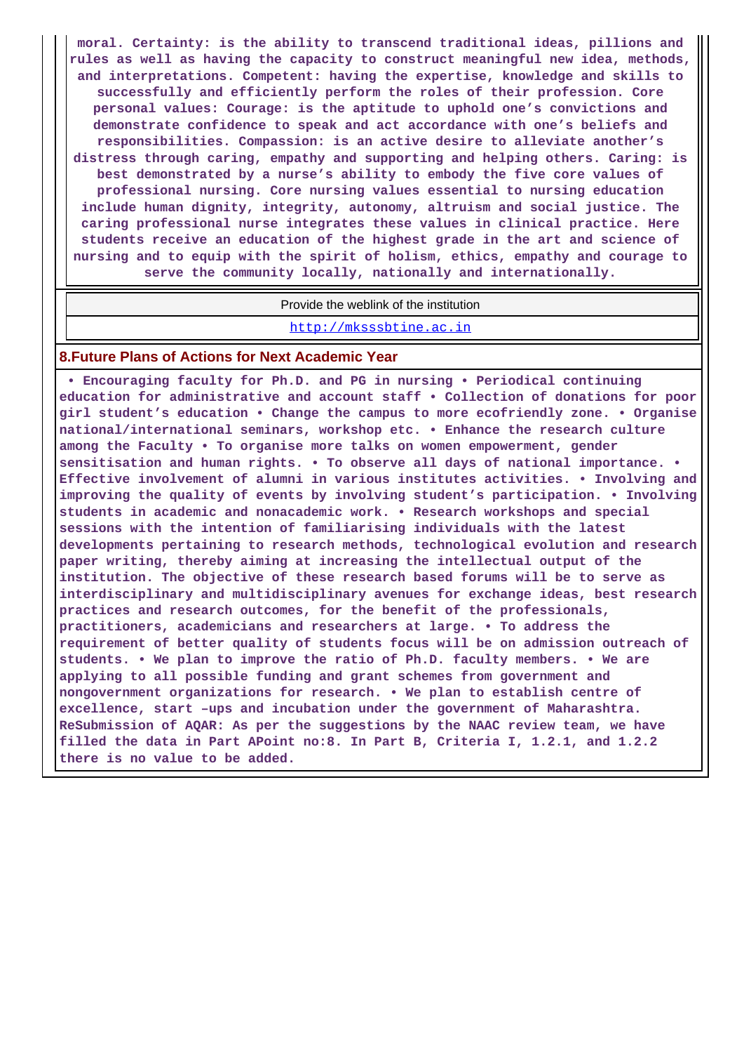**moral. Certainty: is the ability to transcend traditional ideas, pillions and rules as well as having the capacity to construct meaningful new idea, methods, and interpretations. Competent: having the expertise, knowledge and skills to successfully and efficiently perform the roles of their profession. Core personal values: Courage: is the aptitude to uphold one's convictions and demonstrate confidence to speak and act accordance with one's beliefs and responsibilities. Compassion: is an active desire to alleviate another's distress through caring, empathy and supporting and helping others. Caring: is best demonstrated by a nurse's ability to embody the five core values of professional nursing. Core nursing values essential to nursing education include human dignity, integrity, autonomy, altruism and social justice. The caring professional nurse integrates these values in clinical practice. Here students receive an education of the highest grade in the art and science of nursing and to equip with the spirit of holism, ethics, empathy and courage to serve the community locally, nationally and internationally.**

| Provide the weblink of the institution |
|---|
| http://mksssbtine.ac.in |

## 8.Future Plans of Actions for Next Academic Year

**• Encouraging faculty for Ph.D. and PG in nursing • Periodical continuing education for administrative and account staff • Collection of donations for poor girl student's education • Change the campus to more ecofriendly zone. • Organise national/international seminars, workshop etc. • Enhance the research culture among the Faculty • To organise more talks on women empowerment, gender sensitisation and human rights. • To observe all days of national importance. • Effective involvement of alumni in various institutes activities. • Involving and improving the quality of events by involving student's participation. • Involving students in academic and nonacademic work. • Research workshops and special sessions with the intention of familiarising individuals with the latest developments pertaining to research methods, technological evolution and research paper writing, thereby aiming at increasing the intellectual output of the institution. The objective of these research based forums will be to serve as interdisciplinary and multidisciplinary avenues for exchange ideas, best research practices and research outcomes, for the benefit of the professionals, practitioners, academicians and researchers at large. • To address the requirement of better quality of students focus will be on admission outreach of students. • We plan to improve the ratio of Ph.D. faculty members. • We are applying to all possible funding and grant schemes from government and nongovernment organizations for research. • We plan to establish centre of excellence, start –ups and incubation under the government of Maharashtra. ReSubmission of AQAR: As per the suggestions by the NAAC review team, we have filled the data in Part APoint no:8. In Part B, Criteria I, 1.2.1, and 1.2.2 there is no value to be added.**